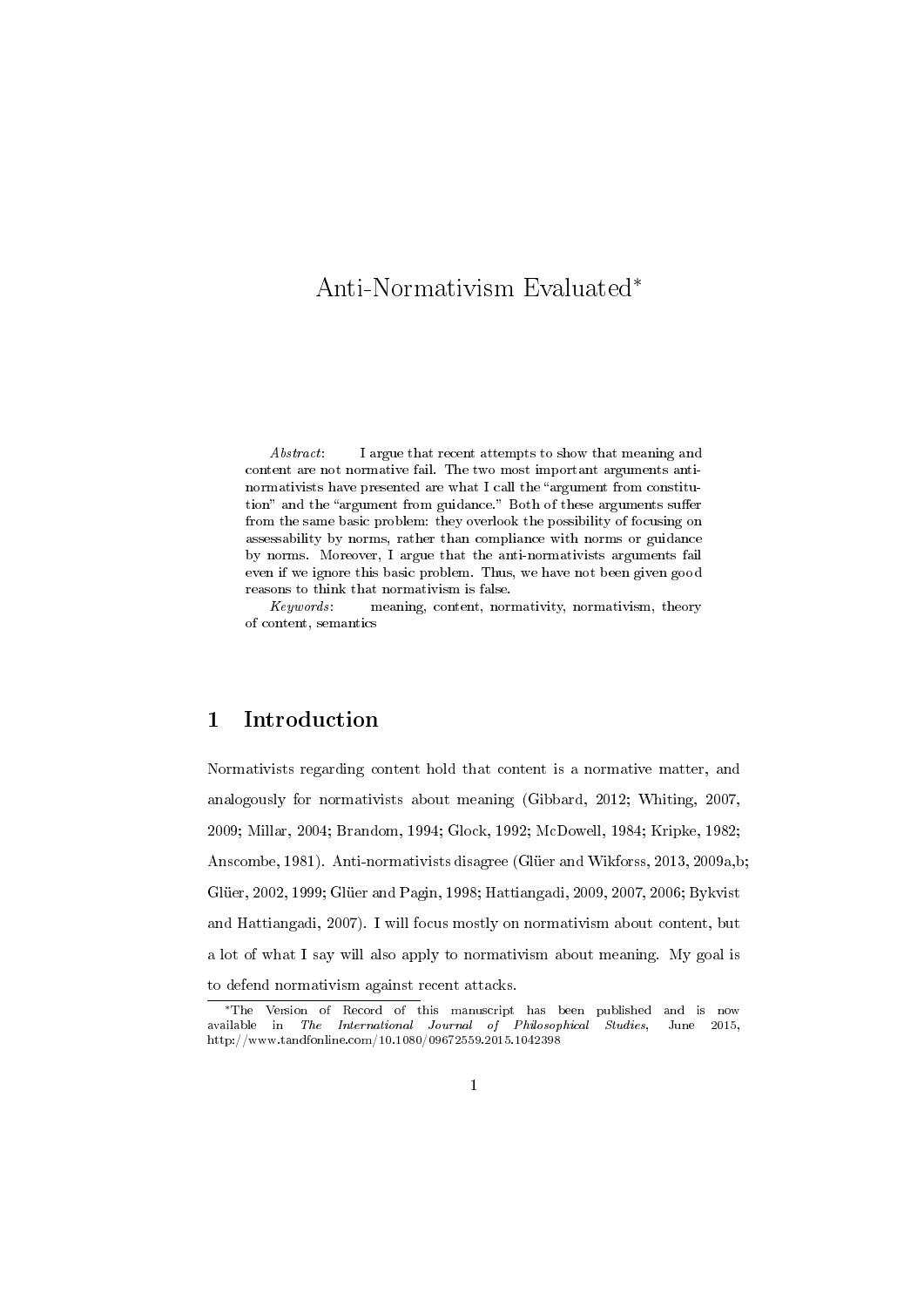# Anti-Normativism Evaluated[*]

*Abstract*: I argue that recent attempts to show that meaning and content are not normative fail. The two most important arguments anti-normativists have presented are what I call the "argument from constitution" and the "argument from guidance." Both of these arguments suffer from the same basic problem: they overlook the possibility of focusing on assessability by norms, rather than compliance with norms or guidance by norms. Moreover, I argue that the anti-normativists arguments fail even if we ignore this basic problem. Thus, we have not been given good reasons to think that normativism is false.

*Keywords*: meaning, content, normativity, normativism, theory of content, semantics

## 1 Introduction

Normativists regarding content hold that content is a normative matter, and analogously for normativists about meaning (Gibbard, 2012; Whiting, 2007, 2009; Millar, 2004; Brandom, 1994; Glock, 1992; McDowell, 1984; Kripke, 1982; Anscombe, 1981). Anti-normativists disagree (Glüer and Wikforss, 2013, 2009a,b; Glüer, 2002, 1999; Glüer and Pagin, 1998; Hattiangadi, 2009, 2007, 2006; Bykvist and Hattiangadi, 2007). I will focus mostly on normativism about content, but a lot of what I say will also apply to normativism about meaning. My goal is to defend normativism against recent attacks.

[*] The Version of Record of this manuscript has been published and is now available in *The International Journal of Philosophical Studies*, June 2015, http://www.tandfonline.com/10.1080/09672559.2015.1042398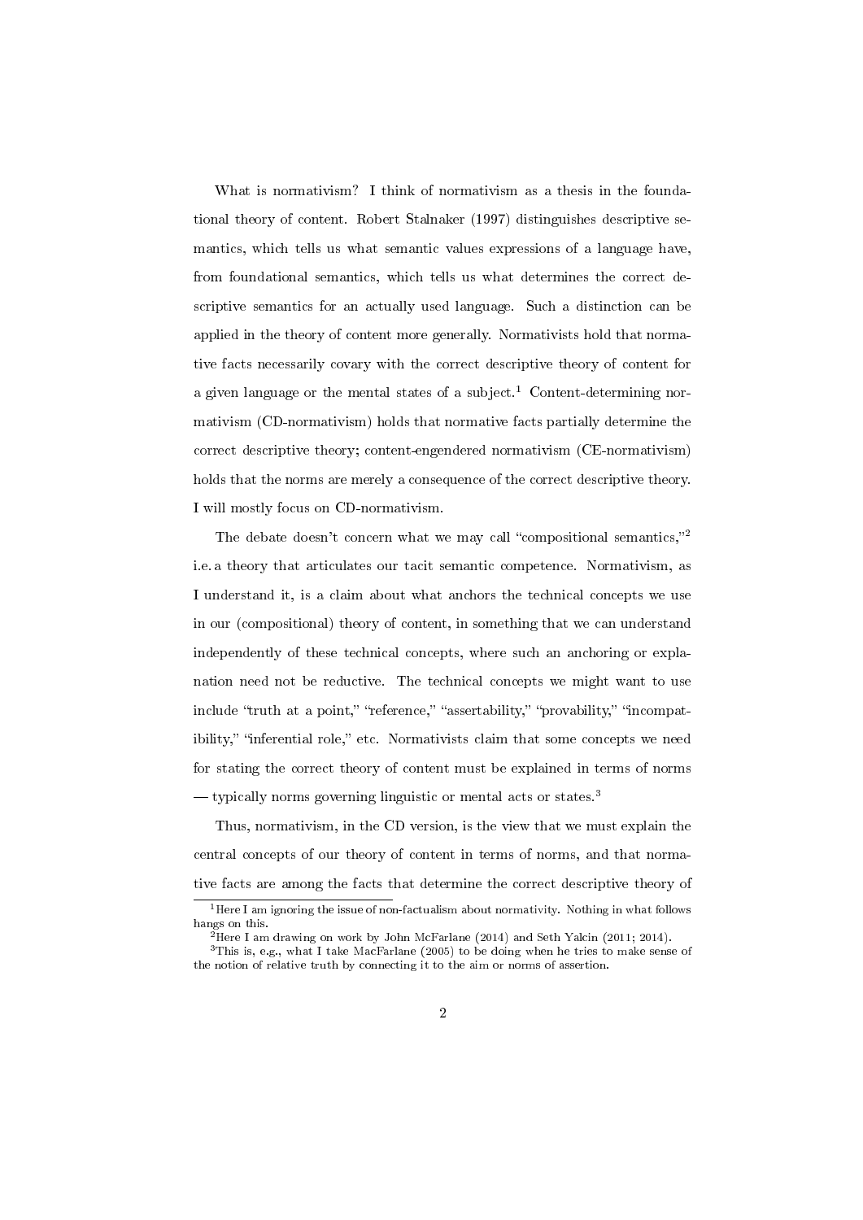What is normativism? I think of normativism as a thesis in the foundational theory of content. Robert Stalnaker (1997) distinguishes descriptive semantics, which tells us what semantic values expressions of a language have, from foundational semantics, which tells us what determines the correct descriptive semantics for an actually used language. Such a distinction can be applied in the theory of content more generally. Normativists hold that normative facts necessarily covary with the correct descriptive theory of content for a given language or the mental states of a subject.[1] Content-determining normativism (CD-normativism) holds that normative facts partially determine the correct descriptive theory; content-engendered normativism (CE-normativism) holds that the norms are merely a consequence of the correct descriptive theory. I will mostly focus on CD-normativism.

The debate doesn't concern what we may call "compositional semantics,"[2] i.e. a theory that articulates our tacit semantic competence. Normativism, as I understand it, is a claim about what anchors the technical concepts we use in our (compositional) theory of content, in something that we can understand independently of these technical concepts, where such an anchoring or explanation need not be reductive. The technical concepts we might want to use include "truth at a point," "reference," "assertability," "provability," "incompatibility," "inferential role," etc. Normativists claim that some concepts we need for stating the correct theory of content must be explained in terms of norms — typically norms governing linguistic or mental acts or states.[3]

Thus, normativism, in the CD version, is the view that we must explain the central concepts of our theory of content in terms of norms, and that normative facts are among the facts that determine the correct descriptive theory of

---

[1] Here I am ignoring the issue of non-factualism about normativity. Nothing in what follows hangs on this.

[2] Here I am drawing on work by John McFarlane (2014) and Seth Yalcin (2011; 2014).

[3] This is, e.g., what I take MacFarlane (2005) to be doing when he tries to make sense of the notion of relative truth by connecting it to the aim or norms of assertion.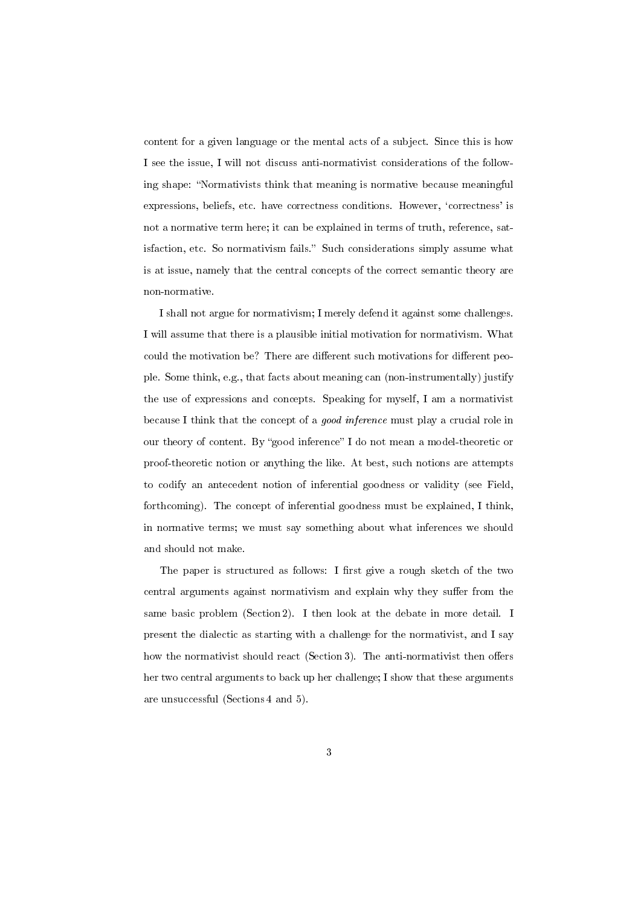content for a given language or the mental acts of a subject. Since this is how I see the issue, I will not discuss anti-normativist considerations of the following shape: "Normativists think that meaning is normative because meaningful expressions, beliefs, etc. have correctness conditions. However, 'correctness' is not a normative term here; it can be explained in terms of truth, reference, satisfaction, etc. So normativism fails." Such considerations simply assume what is at issue, namely that the central concepts of the correct semantic theory are non-normative.

I shall not argue for normativism; I merely defend it against some challenges. I will assume that there is a plausible initial motivation for normativism. What could the motivation be? There are different such motivations for different people. Some think, e.g., that facts about meaning can (non-instrumentally) justify the use of expressions and concepts. Speaking for myself, I am a normativist because I think that the concept of a *good inference* must play a crucial role in our theory of content. By "good inference" I do not mean a model-theoretic or proof-theoretic notion or anything the like. At best, such notions are attempts to codify an antecedent notion of inferential goodness or validity (see Field, forthcoming). The concept of inferential goodness must be explained, I think, in normative terms; we must say something about what inferences we should and should not make.

The paper is structured as follows: I first give a rough sketch of the two central arguments against normativism and explain why they suffer from the same basic problem (Section 2). I then look at the debate in more detail. I present the dialectic as starting with a challenge for the normativist, and I say how the normativist should react (Section 3). The anti-normativist then offers her two central arguments to back up her challenge; I show that these arguments are unsuccessful (Sections 4 and 5).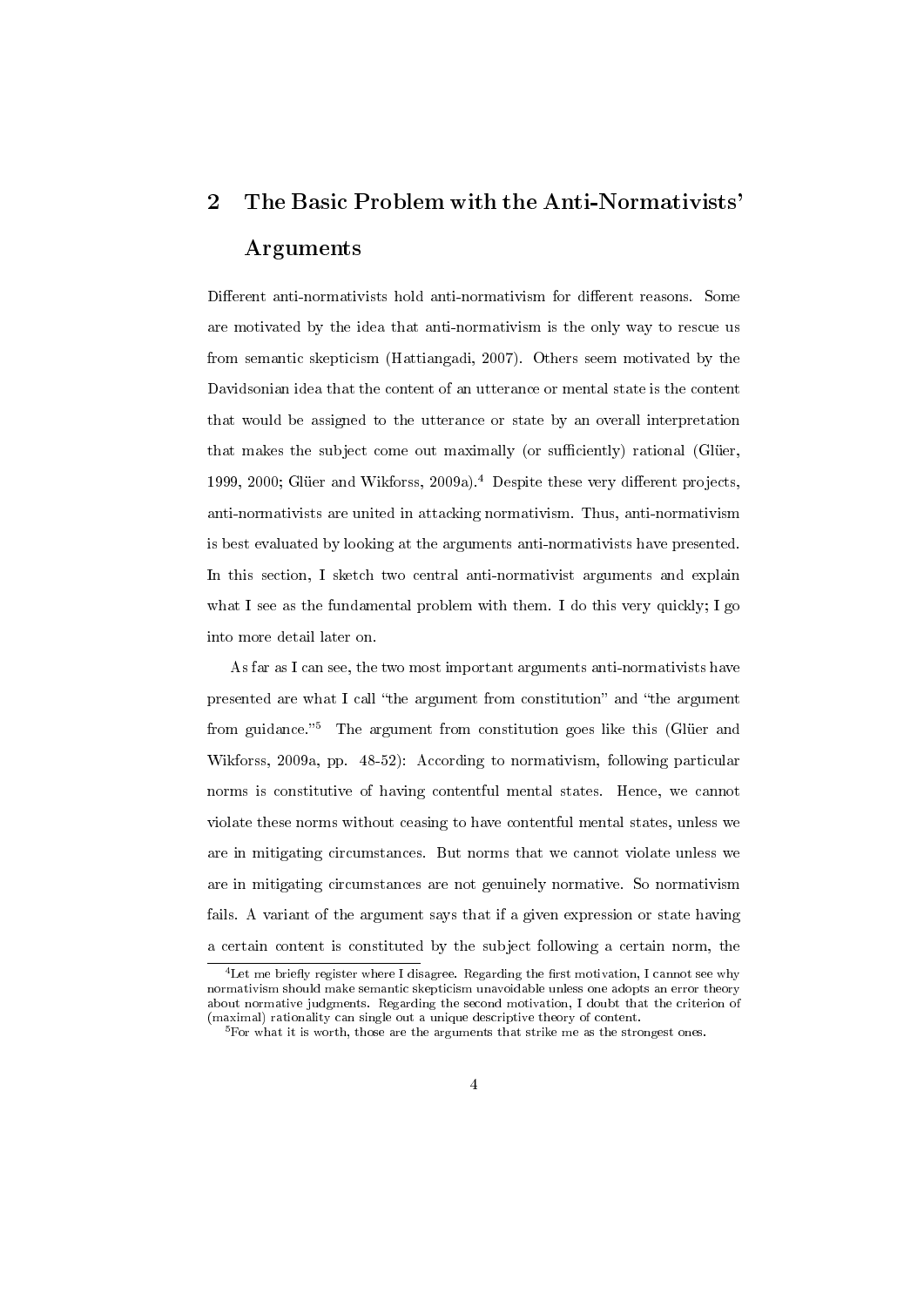## 2 The Basic Problem with the Anti-Normativists' Arguments

Different anti-normativists hold anti-normativism for different reasons. Some are motivated by the idea that anti-normativism is the only way to rescue us from semantic skepticism (Hattiangadi, 2007). Others seem motivated by the Davidsonian idea that the content of an utterance or mental state is the content that would be assigned to the utterance or state by an overall interpretation that makes the subject come out maximally (or sufficiently) rational (Glüer, 1999, 2000; Glüer and Wikforss, 2009a).[4] Despite these very different projects, anti-normativists are united in attacking normativism. Thus, anti-normativism is best evaluated by looking at the arguments anti-normativists have presented. In this section, I sketch two central anti-normativist arguments and explain what I see as the fundamental problem with them. I do this very quickly; I go into more detail later on.

As far as I can see, the two most important arguments anti-normativists have presented are what I call "the argument from constitution" and "the argument from guidance."[5] The argument from constitution goes like this (Glüer and Wikforss, 2009a, pp. 48-52): According to normativism, following particular norms is constitutive of having contentful mental states. Hence, we cannot violate these norms without ceasing to have contentful mental states, unless we are in mitigating circumstances. But norms that we cannot violate unless we are in mitigating circumstances are not genuinely normative. So normativism fails. A variant of the argument says that if a given expression or state having a certain content is constituted by the subject following a certain norm, the

[4]Let me briefly register where I disagree. Regarding the first motivation, I cannot see why normativism should make semantic skepticism unavoidable unless one adopts an error theory about normative judgments. Regarding the second motivation, I doubt that the criterion of (maximal) rationality can single out a unique descriptive theory of content.

[5]For what it is worth, those are the arguments that strike me as the strongest ones.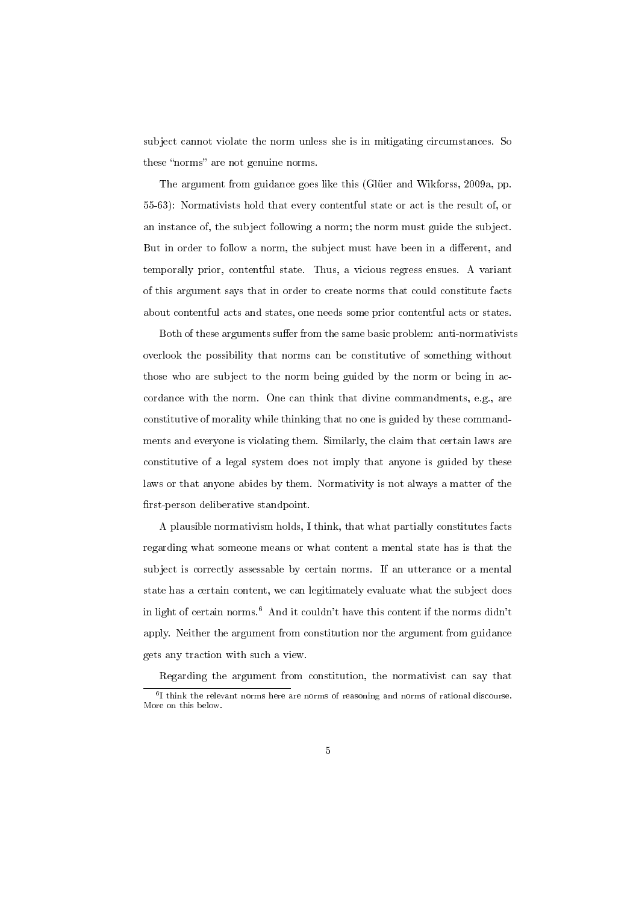subject cannot violate the norm unless she is in mitigating circumstances. So these "norms" are not genuine norms.

The argument from guidance goes like this (Glüer and Wikforss, 2009a, pp. 55-63): Normativists hold that every contentful state or act is the result of, or an instance of, the subject following a norm; the norm must guide the subject. But in order to follow a norm, the subject must have been in a different, and temporally prior, contentful state. Thus, a vicious regress ensues. A variant of this argument says that in order to create norms that could constitute facts about contentful acts and states, one needs some prior contentful acts or states.

Both of these arguments suffer from the same basic problem: anti-normativists overlook the possibility that norms can be constitutive of something without those who are subject to the norm being guided by the norm or being in accordance with the norm. One can think that divine commandments, e.g., are constitutive of morality while thinking that no one is guided by these commandments and everyone is violating them. Similarly, the claim that certain laws are constitutive of a legal system does not imply that anyone is guided by these laws or that anyone abides by them. Normativity is not always a matter of the first-person deliberative standpoint.

A plausible normativism holds, I think, that what partially constitutes facts regarding what someone means or what content a mental state has is that the subject is correctly assessable by certain norms. If an utterance or a mental state has a certain content, we can legitimately evaluate what the subject does in light of certain norms.[6] And it couldn't have this content if the norms didn't apply. Neither the argument from constitution nor the argument from guidance gets any traction with such a view.

Regarding the argument from constitution, the normativist can say that

[6] I think the relevant norms here are norms of reasoning and norms of rational discourse. More on this below.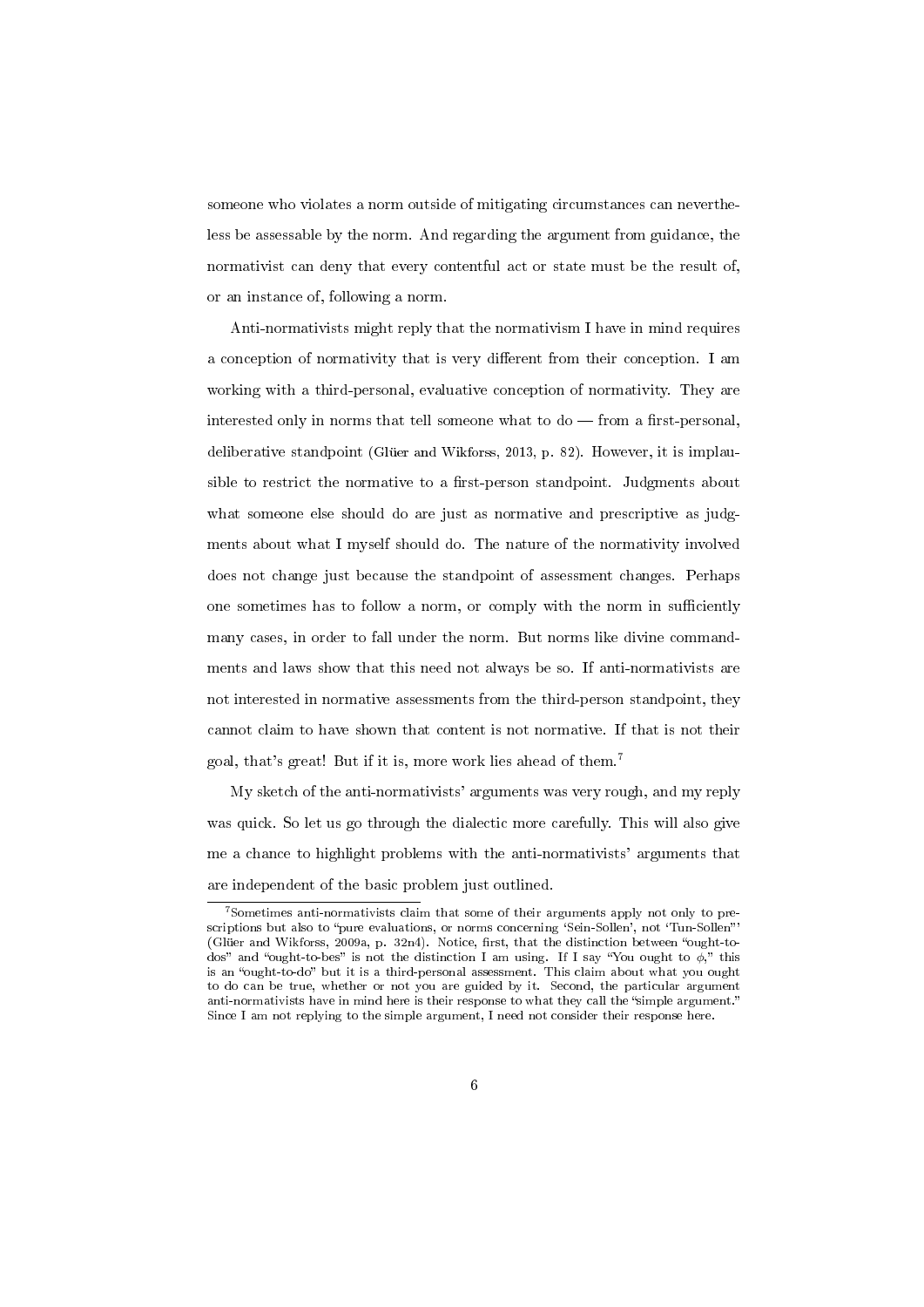someone who violates a norm outside of mitigating circumstances can nevertheless be assessable by the norm. And regarding the argument from guidance, the normativist can deny that every contentful act or state must be the result of, or an instance of, following a norm.

Anti-normativists might reply that the normativism I have in mind requires a conception of normativity that is very different from their conception. I am working with a third-personal, evaluative conception of normativity. They are interested only in norms that tell someone what to do — from a first-personal, deliberative standpoint (Glüer and Wikforss, 2013, p. 82). However, it is implausible to restrict the normative to a first-person standpoint. Judgments about what someone else should do are just as normative and prescriptive as judgments about what I myself should do. The nature of the normativity involved does not change just because the standpoint of assessment changes. Perhaps one sometimes has to follow a norm, or comply with the norm in sufficiently many cases, in order to fall under the norm. But norms like divine commandments and laws show that this need not always be so. If anti-normativists are not interested in normative assessments from the third-person standpoint, they cannot claim to have shown that content is not normative. If that is not their goal, that's great! But if it is, more work lies ahead of them.[7]

My sketch of the anti-normativists' arguments was very rough, and my reply was quick. So let us go through the dialectic more carefully. This will also give me a chance to highlight problems with the anti-normativists' arguments that are independent of the basic problem just outlined.

---

[7]Sometimes anti-normativists claim that some of their arguments apply not only to prescriptions but also to "pure evaluations, or norms concerning 'Sein-Sollen', not 'Tun-Sollen"' (Glüer and Wikforss, 2009a, p. 32n4). Notice, first, that the distinction between "ought-to-dos" and "ought-to-bes" is not the distinction I am using. If I say "You ought to $\phi$," this is an "ought-to-do" but it is a third-personal assessment. This claim about what you ought to do can be true, whether or not you are guided by it. Second, the particular argument anti-normativists have in mind here is their response to what they call the "simple argument." Since I am not replying to the simple argument, I need not consider their response here.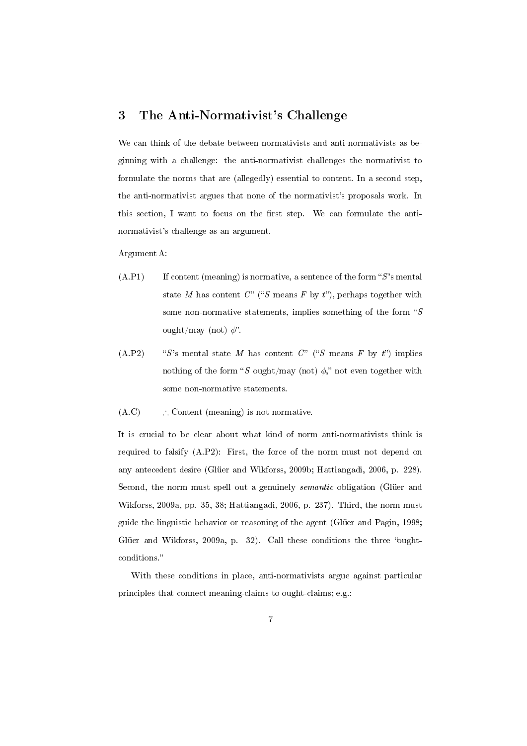## 3 The Anti-Normativist's Challenge

We can think of the debate between normativists and anti-normativists as beginning with a challenge: the anti-normativist challenges the normativist to formulate the norms that are (allegedly) essential to content. In a second step, the anti-normativist argues that none of the normativist's proposals work. In this section, I want to focus on the first step. We can formulate the anti-normativist's challenge as an argument.

Argument A:

(A.P1) If content (meaning) is normative, a sentence of the form "$S$'s mental state $M$ has content $C$" ("$S$ means $F$ by $t$"), perhaps together with some non-normative statements, implies something of the form "$S$ ought/may (not) $\phi$".

(A.P2) "$S$'s mental state $M$ has content $C$" ("$S$ means $F$ by $t$") implies nothing of the form "$S$ ought/may (not) $\phi$," not even together with some non-normative statements.

(A.C) $\therefore$ Content (meaning) is not normative.

It is crucial to be clear about what kind of norm anti-normativists think is required to falsify (A.P2): First, the force of the norm must not depend on any antecedent desire (Glüer and Wikforss, 2009b; Hattiangadi, 2006, p. 228). Second, the norm must spell out a genuinely *semantic* obligation (Glüer and Wikforss, 2009a, pp. 35, 38; Hattiangadi, 2006, p. 237). Third, the norm must guide the linguistic behavior or reasoning of the agent (Glüer and Pagin, 1998; Glüer and Wikforss, 2009a, p. 32). Call these conditions the three "ought-conditions."

With these conditions in place, anti-normativists argue against particular principles that connect meaning-claims to ought-claims; e.g.: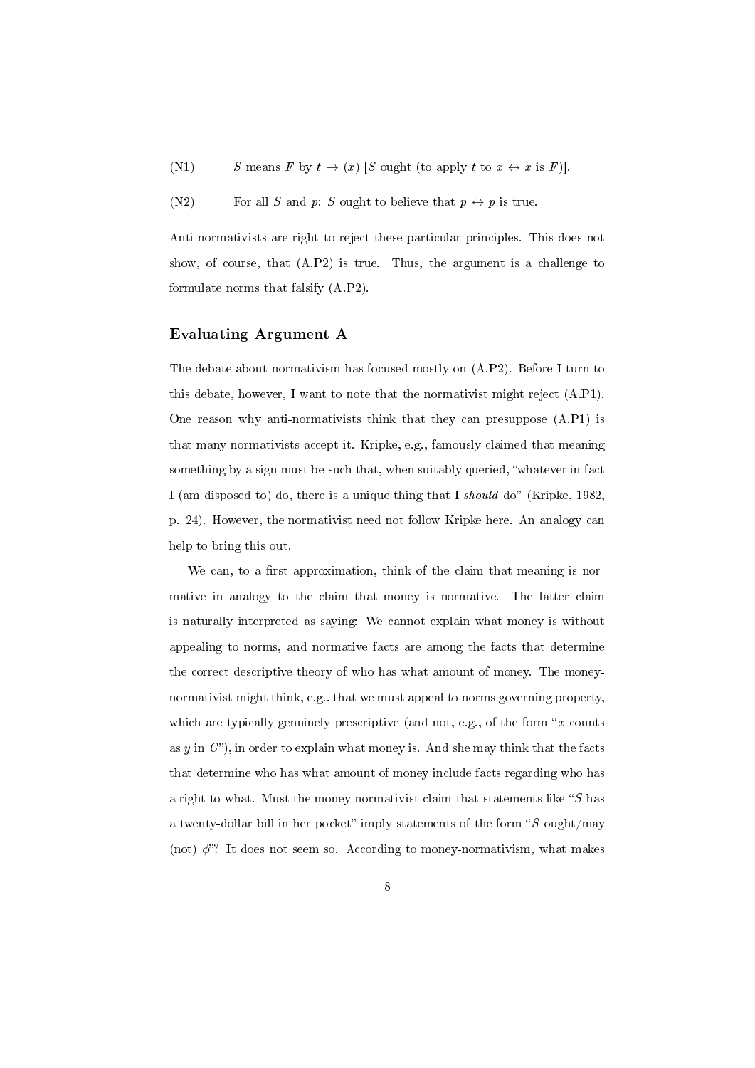(N1) $S$ means $F$ by $t \rightarrow (x)$ [$S$ ought (to apply $t$ to $x \leftrightarrow x$ is $F$)].

(N2) For all $S$ and $p$: $S$ ought to believe that $p \leftrightarrow p$ is true.

Anti-normativists are right to reject these particular principles. This does not show, of course, that (A.P2) is true. Thus, the argument is a challenge to formulate norms that falsify (A.P2).

## Evaluating Argument A

The debate about normativism has focused mostly on (A.P2). Before I turn to this debate, however, I want to note that the normativist might reject (A.P1). One reason why anti-normativists think that they can presuppose (A.P1) is that many normativists accept it. Kripke, e.g., famously claimed that meaning something by a sign must be such that, when suitably queried, "whatever in fact I (am disposed to) do, there is a unique thing that I *should* do" (Kripke, 1982, p. 24). However, the normativist need not follow Kripke here. An analogy can help to bring this out.

We can, to a first approximation, think of the claim that meaning is normative in analogy to the claim that money is normative. The latter claim is naturally interpreted as saying: We cannot explain what money is without appealing to norms, and normative facts are among the facts that determine the correct descriptive theory of who has what amount of money. The money-normativist might think, e.g., that we must appeal to norms governing property, which are typically genuinely prescriptive (and not, e.g., of the form "$x$ counts as $y$ in $C$"), in order to explain what money is. And she may think that the facts that determine who has what amount of money include facts regarding who has a right to what. Must the money-normativist claim that statements like "$S$ has a twenty-dollar bill in her pocket" imply statements of the form "$S$ ought/may (not) $\phi$"? It does not seem so. According to money-normativism, what makes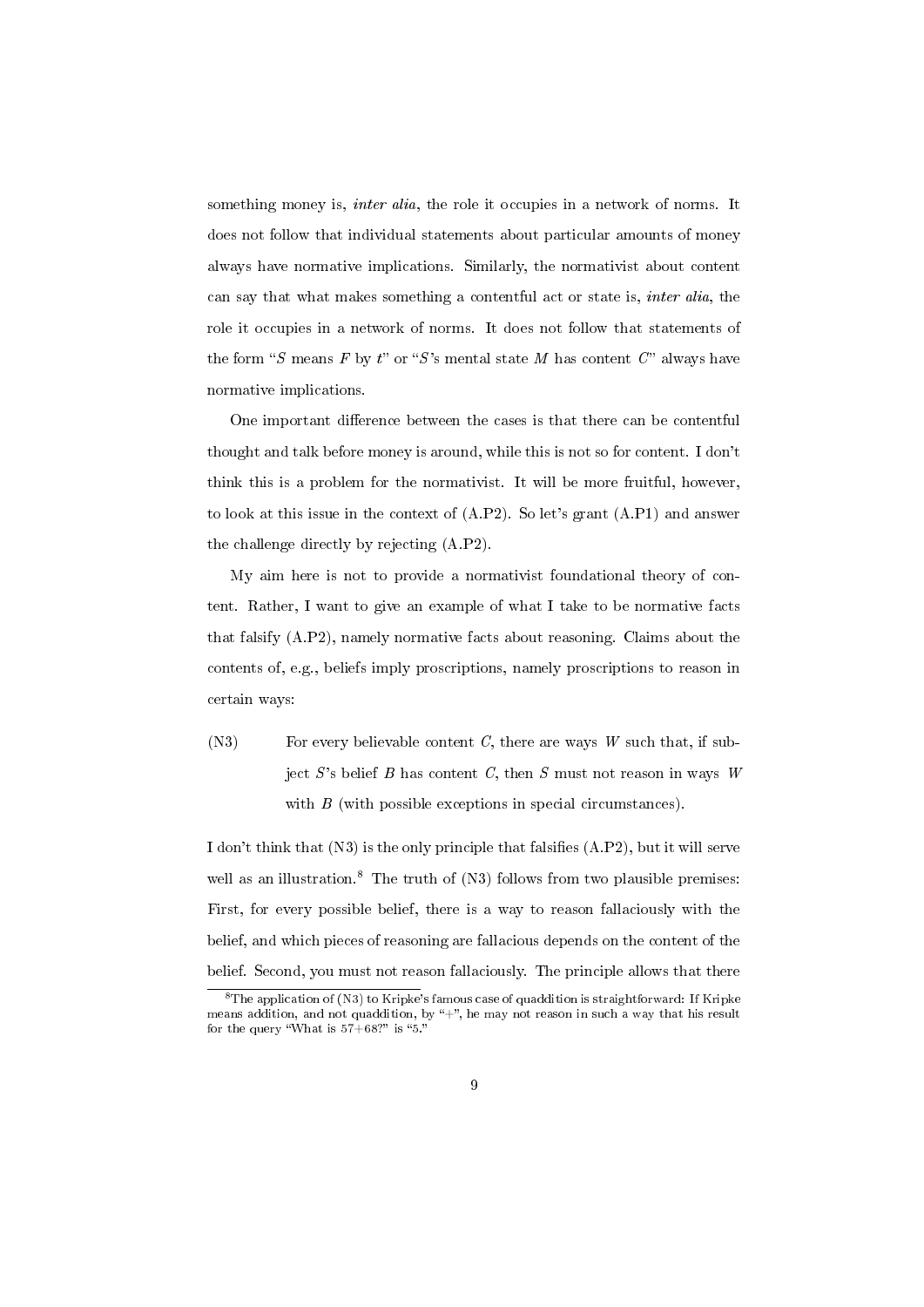something money is, *inter alia*, the role it occupies in a network of norms. It does not follow that individual statements about particular amounts of money always have normative implications. Similarly, the normativist about content can say that what makes something a contentful act or state is, *inter alia*, the role it occupies in a network of norms. It does not follow that statements of the form "$S$ means $F$ by $t$" or "$S$'s mental state $M$ has content $C$" always have normative implications.

One important difference between the cases is that there can be contentful thought and talk before money is around, while this is not so for content. I don't think this is a problem for the normativist. It will be more fruitful, however, to look at this issue in the context of (A.P2). So let's grant (A.P1) and answer the challenge directly by rejecting (A.P2).

My aim here is not to provide a normativist foundational theory of content. Rather, I want to give an example of what I take to be normative facts that falsify (A.P2), namely normative facts about reasoning. Claims about the contents of, e.g., beliefs imply proscriptions, namely proscriptions to reason in certain ways:

(N3) For every believable content $C$, there are ways $W$ such that, if subject $S$'s belief $B$ has content $C$, then $S$ must not reason in ways $W$ with $B$ (with possible exceptions in special circumstances).

I don't think that (N3) is the only principle that falsifies (A.P2), but it will serve well as an illustration.[8] The truth of (N3) follows from two plausible premises: First, for every possible belief, there is a way to reason fallaciously with the belief, and which pieces of reasoning are fallacious depends on the content of the belief. Second, you must not reason fallaciously. The principle allows that there

[8] The application of (N3) to Kripke's famous case of quaddition is straightforward: If Kripke means addition, and not quaddition, by "+", he may not reason in such a way that his result for the query "What is 57+68?" is "5."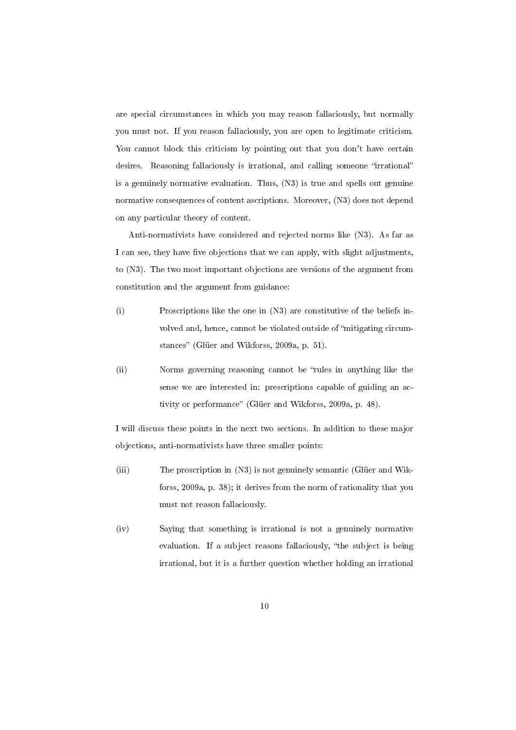are special circumstances in which you may reason fallaciously, but normally you must not. If you reason fallaciously, you are open to legitimate criticism. You cannot block this criticism by pointing out that you don't have certain desires. Reasoning fallaciously is irrational, and calling someone "irrational" is a genuinely normative evaluation. Thus, (N3) is true and spells out genuine normative consequences of content ascriptions. Moreover, (N3) does not depend on any particular theory of content.

Anti-normativists have considered and rejected norms like (N3). As far as I can see, they have five objections that we can apply, with slight adjustments, to (N3). The two most important objections are versions of the argument from constitution and the argument from guidance:

(i) Proscriptions like the one in (N3) are constitutive of the beliefs involved and, hence, cannot be violated outside of "mitigating circumstances" (Glüer and Wikforss, 2009a, p. 51).

(ii) Norms governing reasoning cannot be "rules in anything like the sense we are interested in: prescriptions capable of guiding an activity or performance" (Glüer and Wikforss, 2009a, p. 48).

I will discuss these points in the next two sections. In addition to these major objections, anti-normativists have three smaller points:

(iii) The proscription in (N3) is not genuinely semantic (Glüer and Wikforss, 2009a, p. 38); it derives from the norm of rationality that you must not reason fallaciously.

(iv) Saying that something is irrational is not a genuinely normative evaluation. If a subject reasons fallaciously, "the subject is being irrational, but it is a further question whether holding an irrational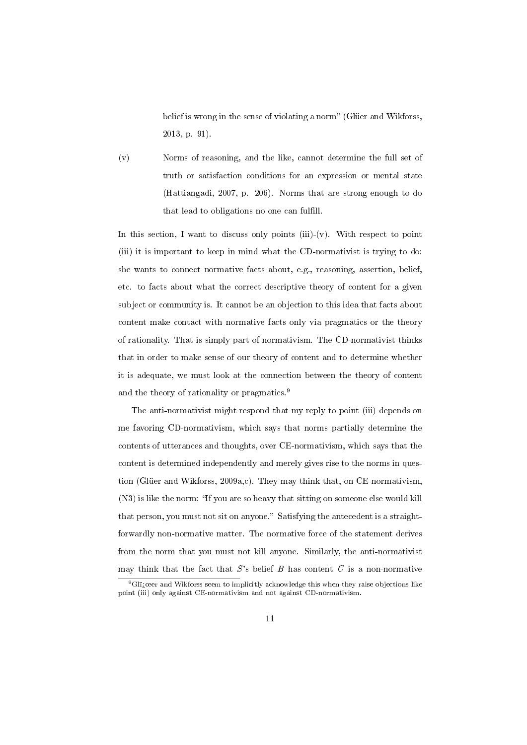belief is wrong in the sense of violating a norm" (Glüer and Wikforss, 2013, p. 91).

(v) Norms of reasoning, and the like, cannot determine the full set of truth or satisfaction conditions for an expression or mental state (Hattiangadi, 2007, p. 206). Norms that are strong enough to do that lead to obligations no one can fulfill.

In this section, I want to discuss only points (iii)-(v). With respect to point (iii) it is important to keep in mind what the CD-normativist is trying to do: she wants to connect normative facts about, e.g., reasoning, assertion, belief, etc. to facts about what the correct descriptive theory of content for a given subject or community is. It cannot be an objection to this idea that facts about content make contact with normative facts only via pragmatics or the theory of rationality. That is simply part of normativism. The CD-normativist thinks that in order to make sense of our theory of content and to determine whether it is adequate, we must look at the connection between the theory of content and the theory of rationality or pragmatics.[9]

The anti-normativist might respond that my reply to point (iii) depends on me favoring CD-normativism, which says that norms partially determine the contents of utterances and thoughts, over CE-normativism, which says that the content is determined independently and merely gives rise to the norms in question (Glüer and Wikforss, 2009a,c). They may think that, on CE-normativism, (N3) is like the norm: "If you are so heavy that sitting on someone else would kill that person, you must not sit on anyone." Satisfying the antecedent is a straightforwardly non-normative matter. The normative force of the statement derives from the norm that you must not kill anyone. Similarly, the anti-normativist may think that the fact that $S$'s belief $B$ has content $C$ is a non-normative

[9] Glï¿œer and Wikforss seem to implicitly acknowledge this when they raise objections like point (iii) only against CE-normativism and not against CD-normativism.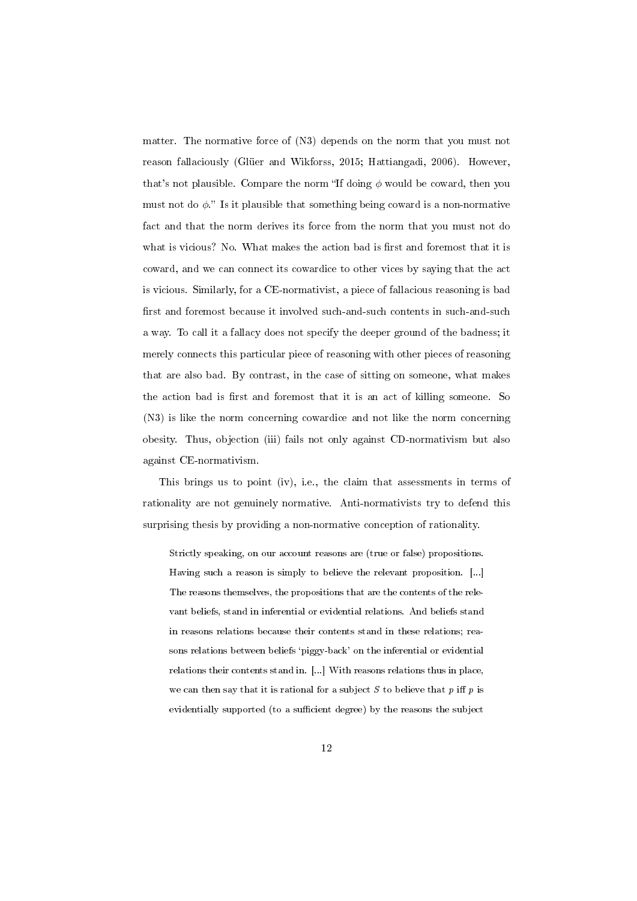matter. The normative force of (N3) depends on the norm that you must not reason fallaciously (Glüer and Wikforss, 2015; Hattiangadi, 2006). However, that's not plausible. Compare the norm "If doing $\phi$ would be coward, then you must not do $\phi$." Is it plausible that something being coward is a non-normative fact and that the norm derives its force from the norm that you must not do what is vicious? No. What makes the action bad is first and foremost that it is coward, and we can connect its cowardice to other vices by saying that the act is vicious. Similarly, for a CE-normativist, a piece of fallacious reasoning is bad first and foremost because it involved such-and-such contents in such-and-such a way. To call it a fallacy does not specify the deeper ground of the badness; it merely connects this particular piece of reasoning with other pieces of reasoning that are also bad. By contrast, in the case of sitting on someone, what makes the action bad is first and foremost that it is an act of killing someone. So (N3) is like the norm concerning cowardice and not like the norm concerning obesity. Thus, objection (iii) fails not only against CD-normativism but also against CE-normativism.

This brings us to point (iv), i.e., the claim that assessments in terms of rationality are not genuinely normative. Anti-normativists try to defend this surprising thesis by providing a non-normative conception of rationality.

> Strictly speaking, on our account reasons are (true or false) propositions. Having such a reason is simply to believe the relevant proposition. [...] The reasons themselves, the propositions that are the contents of the relevant beliefs, stand in inferential or evidential relations. And beliefs stand in reasons relations because their contents stand in these relations; reasons relations between beliefs 'piggy-back' on the inferential or evidential relations their contents stand in. [...] With reasons relations thus in place, we can then say that it is rational for a subject $S$ to believe that $p$ iff $p$ is evidentially supported (to a sufficient degree) by the reasons the subject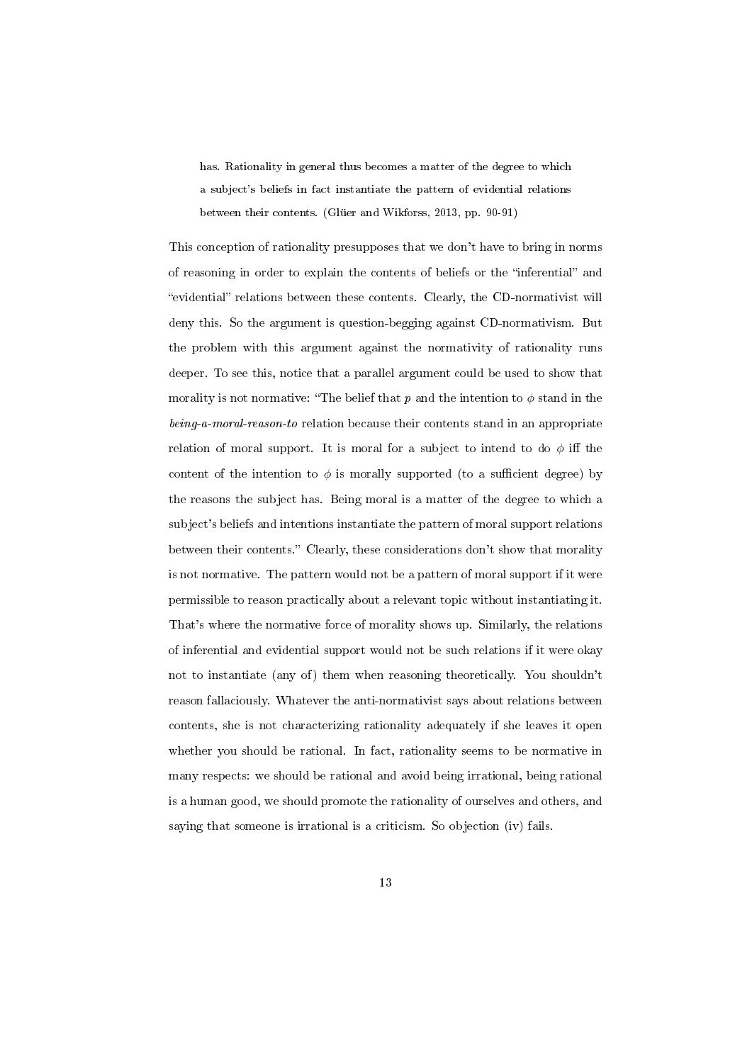> has. Rationality in general thus becomes a matter of the degree to which a subject's beliefs in fact instantiate the pattern of evidential relations between their contents. (Glüer and Wikforss, 2013, pp. 90-91)

This conception of rationality presupposes that we don't have to bring in norms of reasoning in order to explain the contents of beliefs or the "inferential" and "evidential" relations between these contents. Clearly, the CD-normativist will deny this. So the argument is question-begging against CD-normativism. But the problem with this argument against the normativity of rationality runs deeper. To see this, notice that a parallel argument could be used to show that morality is not normative: "The belief that $p$ and the intention to $\phi$ stand in the *being-a-moral-reason-to* relation because their contents stand in an appropriate relation of moral support. It is moral for a subject to intend to do $\phi$ iff the content of the intention to $\phi$ is morally supported (to a sufficient degree) by the reasons the subject has. Being moral is a matter of the degree to which a subject's beliefs and intentions instantiate the pattern of moral support relations between their contents." Clearly, these considerations don't show that morality is not normative. The pattern would not be a pattern of moral support if it were permissible to reason practically about a relevant topic without instantiating it. That's where the normative force of morality shows up. Similarly, the relations of inferential and evidential support would not be such relations if it were okay not to instantiate (any of) them when reasoning theoretically. You shouldn't reason fallaciously. Whatever the anti-normativist says about relations between contents, she is not characterizing rationality adequately if she leaves it open whether you should be rational. In fact, rationality seems to be normative in many respects: we should be rational and avoid being irrational, being rational is a human good, we should promote the rationality of ourselves and others, and saying that someone is irrational is a criticism. So objection (iv) fails.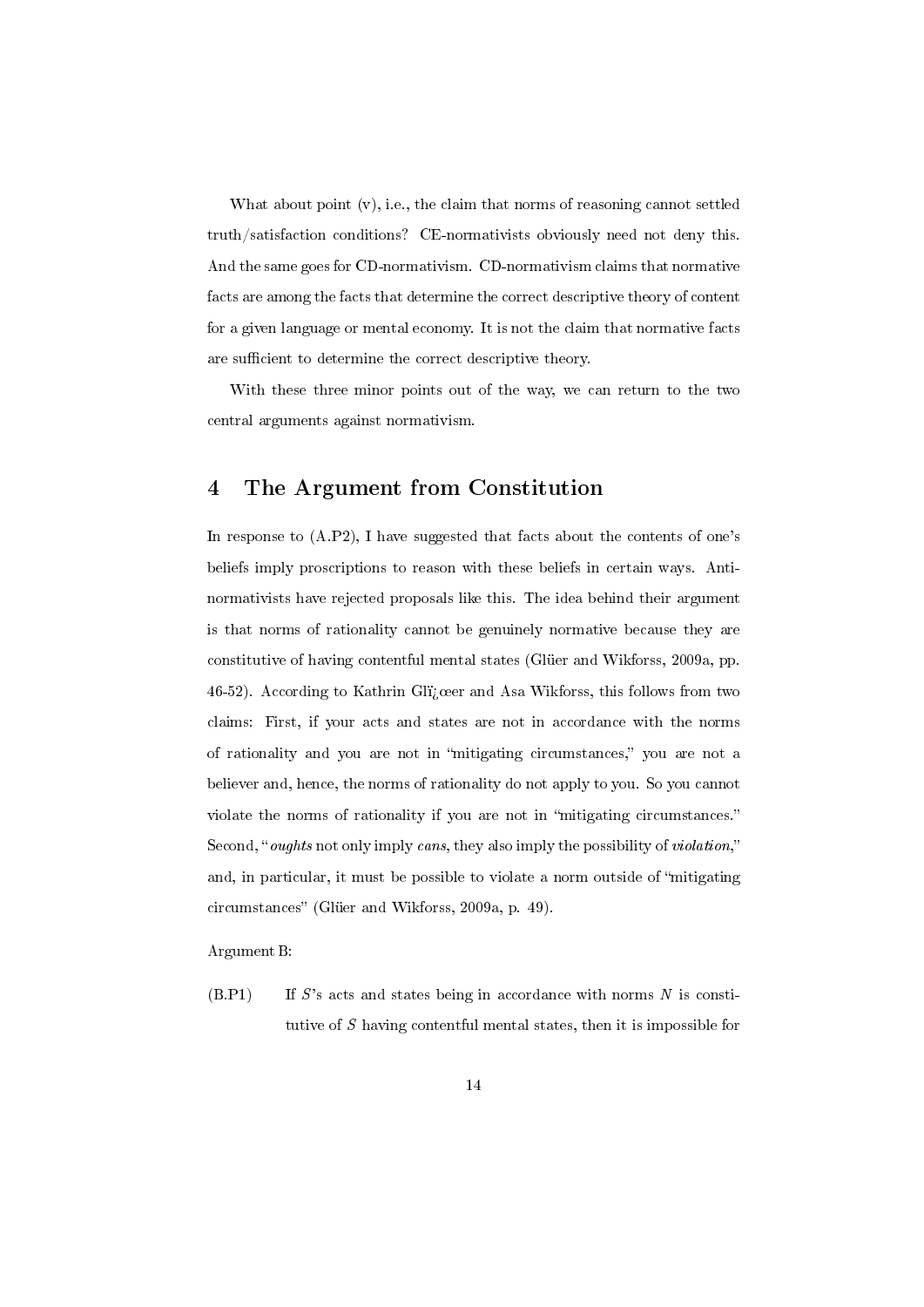What about point (v), i.e., the claim that norms of reasoning cannot settled truth/satisfaction conditions? CE-normativists obviously need not deny this. And the same goes for CD-normativism. CD-normativism claims that normative facts are among the facts that determine the correct descriptive theory of content for a given language or mental economy. It is not the claim that normative facts are sufficient to determine the correct descriptive theory.

With these three minor points out of the way, we can return to the two central arguments against normativism.

## 4 The Argument from Constitution

In response to (A.P2), I have suggested that facts about the contents of one's beliefs imply proscriptions to reason with these beliefs in certain ways. Anti-normativists have rejected proposals like this. The idea behind their argument is that norms of rationality cannot be genuinely normative because they are constitutive of having contentful mental states (Glüer and Wikforss, 2009a, pp. 46-52). According to Kathrin Glï¿œer and Asa Wikforss, this follows from two claims: First, if your acts and states are not in accordance with the norms of rationality and you are not in "mitigating circumstances," you are not a believer and, hence, the norms of rationality do not apply to you. So you cannot violate the norms of rationality if you are not in "mitigating circumstances." Second, "*oughts* not only imply *cans*, they also imply the possibility of *violation*," and, in particular, it must be possible to violate a norm outside of "mitigating circumstances" (Glüer and Wikforss, 2009a, p. 49).

Argument B:

(B.P1) If $S$'s acts and states being in accordance with norms $N$ is constitutive of $S$ having contentful mental states, then it is impossible for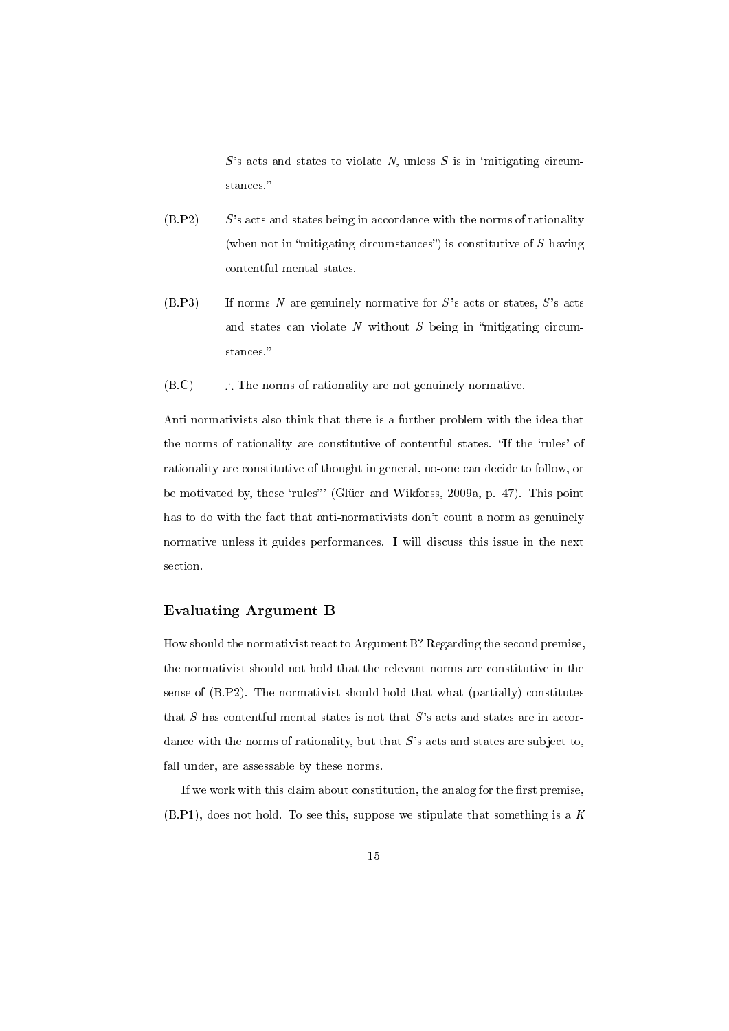$S$'s acts and states to violate $N$, unless $S$ is in "mitigating circumstances."

(B.P2) $S$'s acts and states being in accordance with the norms of rationality (when not in "mitigating circumstances") is constitutive of $S$ having contentful mental states.

(B.P3) If norms $N$ are genuinely normative for $S$'s acts or states, $S$'s acts and states can violate $N$ without $S$ being in "mitigating circumstances."

(B.C) ∴ The norms of rationality are not genuinely normative.

Anti-normativists also think that there is a further problem with the idea that the norms of rationality are constitutive of contentful states. 'If the 'rules' of rationality are constitutive of thought in general, no-one can decide to follow, or be motivated by, these 'rules"' (Glüer and Wikforss, 2009a, p. 47). This point has to do with the fact that anti-normativists don't count a norm as genuinely normative unless it guides performances. I will discuss this issue in the next section.

### Evaluating Argument B

How should the normativist react to Argument B? Regarding the second premise, the normativist should not hold that the relevant norms are constitutive in the sense of (B.P2). The normativist should hold that what (partially) constitutes that $S$ has contentful mental states is not that $S$'s acts and states are in accordance with the norms of rationality, but that $S$'s acts and states are subject to, fall under, are assessable by these norms.

If we work with this claim about constitution, the analog for the first premise, (B.P1), does not hold. To see this, suppose we stipulate that something is a $K$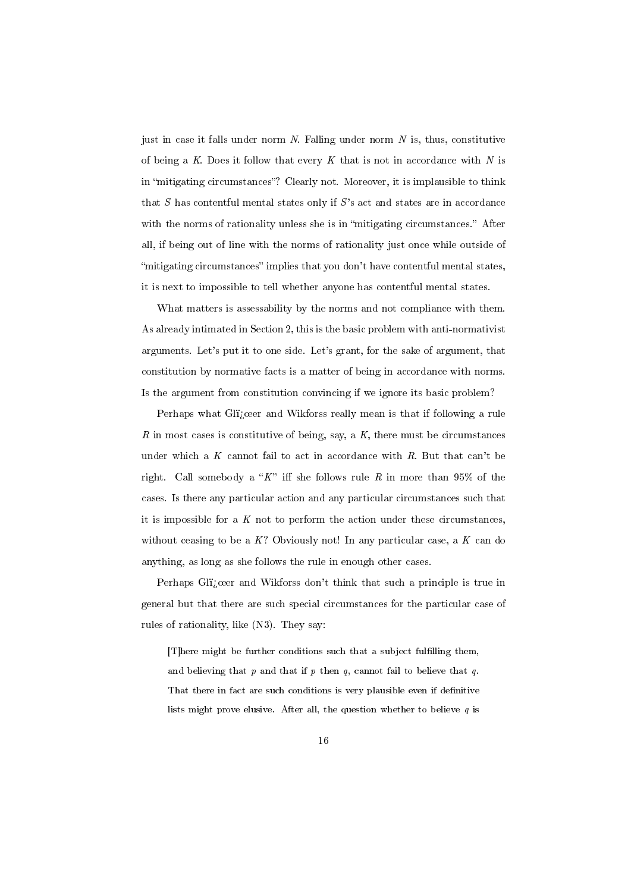just in case it falls under norm $N$. Falling under norm $N$ is, thus, constitutive of being a $K$. Does it follow that every $K$ that is not in accordance with $N$ is in "mitigating circumstances"? Clearly not. Moreover, it is implausible to think that $S$ has contentful mental states only if $S$'s act and states are in accordance with the norms of rationality unless she is in "mitigating circumstances." After all, if being out of line with the norms of rationality just once while outside of "mitigating circumstances" implies that you don't have contentful mental states, it is next to impossible to tell whether anyone has contentful mental states.

What matters is assessability by the norms and not compliance with them. As already intimated in Section 2, this is the basic problem with anti-normativist arguments. Let's put it to one side. Let's grant, for the sake of argument, that constitution by normative facts is a matter of being in accordance with norms. Is the argument from constitution convincing if we ignore its basic problem?

Perhaps what Glï¿œer and Wikforss really mean is that if following a rule $R$ in most cases is constitutive of being, say, a $K$, there must be circumstances under which a $K$ cannot fail to act in accordance with $R$. But that can't be right. Call somebody a "$K$" iff she follows rule $R$ in more than 95% of the cases. Is there any particular action and any particular circumstances such that it is impossible for a $K$ not to perform the action under these circumstances, without ceasing to be a $K$? Obviously not! In any particular case, a $K$ can do anything, as long as she follows the rule in enough other cases.

Perhaps Glï¿œer and Wikforss don't think that such a principle is true in general but that there are such special circumstances for the particular case of rules of rationality, like (N3). They say:

> [T]here might be further conditions such that a subject fulfilling them, and believing that $p$ and that if $p$ then $q$, cannot fail to believe that $q$. That there in fact are such conditions is very plausible even if definitive lists might prove elusive. After all, the question whether to believe $q$ is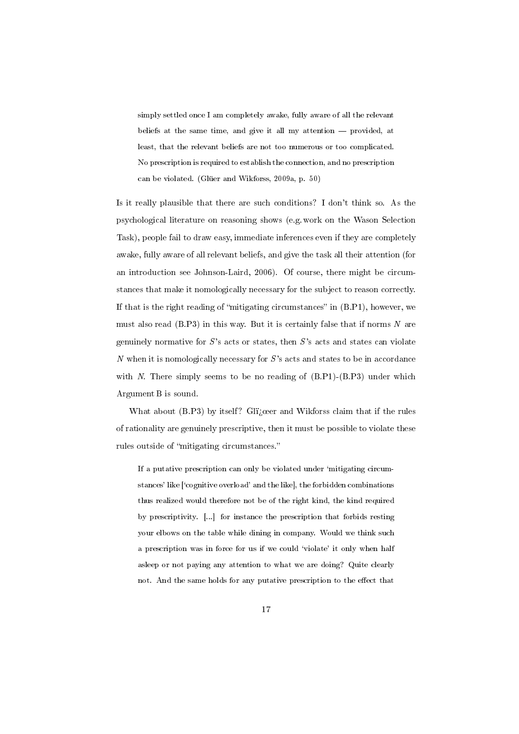> simply settled once I am completely awake, fully aware of all the relevant beliefs at the same time, and give it all my attention — provided, at least, that the relevant beliefs are not too numerous or too complicated. No prescription is required to establish the connection, and no prescription can be violated. (Glüer and Wikforss, 2009a, p. 50)

Is it really plausible that there are such conditions? I don't think so. As the psychological literature on reasoning shows (e.g. work on the Wason Selection Task), people fail to draw easy, immediate inferences even if they are completely awake, fully aware of all relevant beliefs, and give the task all their attention (for an introduction see Johnson-Laird, 2006). Of course, there might be circumstances that make it nomologically necessary for the subject to reason correctly. If that is the right reading of "mitigating circumstances" in (B.P1), however, we must also read (B.P3) in this way. But it is certainly false that if norms $N$ are genuinely normative for $S$'s acts or states, then $S$'s acts and states can violate $N$ when it is nomologically necessary for $S$'s acts and states to be in accordance with $N$. There simply seems to be no reading of (B.P1)-(B.P3) under which Argument B is sound.

What about (B.P3) by itself? Glï¿œer and Wikforss claim that if the rules of rationality are genuinely prescriptive, then it must be possible to violate these rules outside of "mitigating circumstances."

> If a putative prescription can only be violated under 'mitigating circumstances' like ['cognitive overload' and the like], the forbidden combinations thus realized would therefore not be of the right kind, the kind required by prescriptivity. [...] for instance the prescription that forbids resting your elbows on the table while dining in company. Would we think such a prescription was in force for us if we could 'violate' it only when half asleep or not paying any attention to what we are doing? Quite clearly not. And the same holds for any putative prescription to the effect that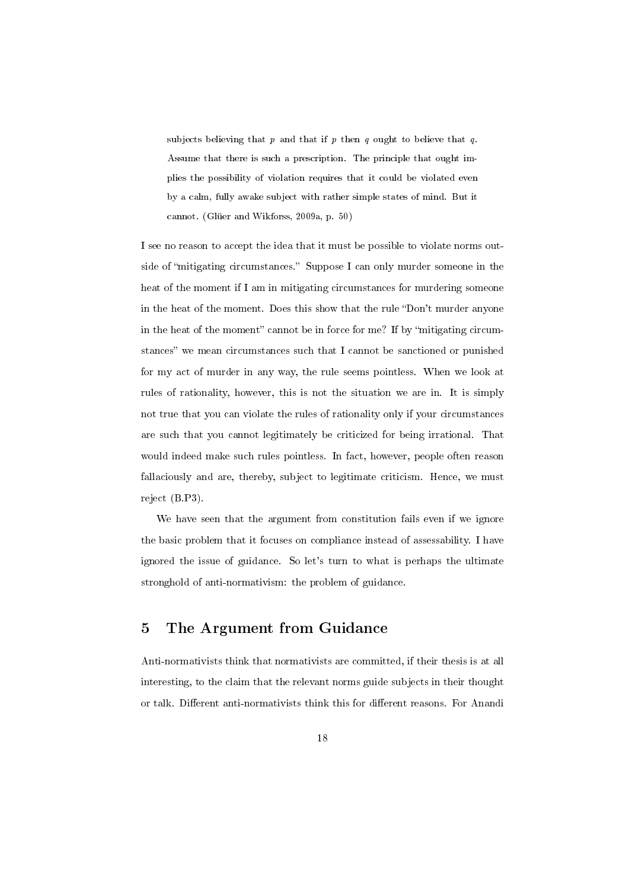> subjects believing that $p$ and that if $p$ then $q$ ought to believe that $q$. Assume that there is such a prescription. The principle that ought implies the possibility of violation requires that it could be violated even by a calm, fully awake subject with rather simple states of mind. But it cannot. (Glüer and Wikforss, 2009a, p. 50)

I see no reason to accept the idea that it must be possible to violate norms outside of "mitigating circumstances." Suppose I can only murder someone in the heat of the moment if I am in mitigating circumstances for murdering someone in the heat of the moment. Does this show that the rule "Don't murder anyone in the heat of the moment" cannot be in force for me? If by "mitigating circumstances" we mean circumstances such that I cannot be sanctioned or punished for my act of murder in any way, the rule seems pointless. When we look at rules of rationality, however, this is not the situation we are in. It is simply not true that you can violate the rules of rationality only if your circumstances are such that you cannot legitimately be criticized for being irrational. That would indeed make such rules pointless. In fact, however, people often reason fallaciously and are, thereby, subject to legitimate criticism. Hence, we must reject (B.P3).

We have seen that the argument from constitution fails even if we ignore the basic problem that it focuses on compliance instead of assessability. I have ignored the issue of guidance. So let's turn to what is perhaps the ultimate stronghold of anti-normativism: the problem of guidance.

## 5 The Argument from Guidance

Anti-normativists think that normativists are committed, if their thesis is at all interesting, to the claim that the relevant norms guide subjects in their thought or talk. Different anti-normativists think this for different reasons. For Anandi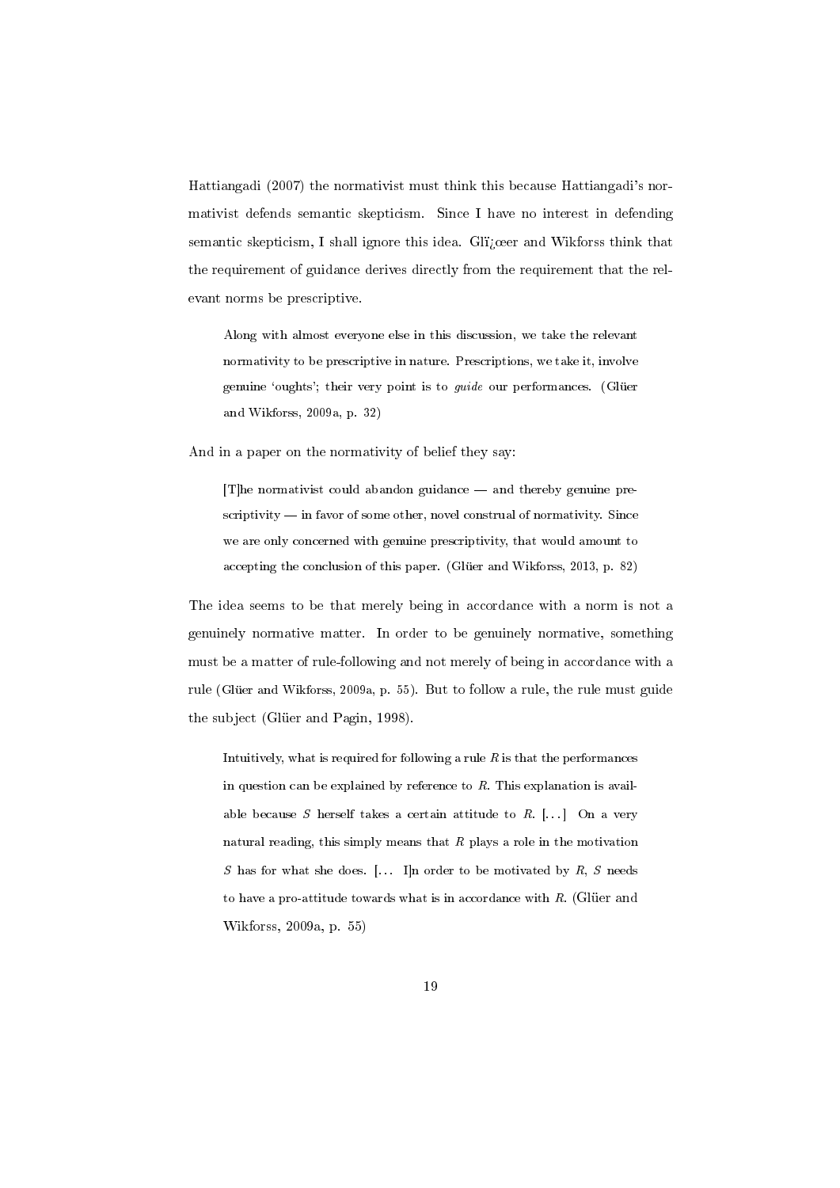Hattiangadi (2007) the normativist must think this because Hattiangadi's normativist defends semantic skepticism. Since I have no interest in defending semantic skepticism, I shall ignore this idea. Glï¿œer and Wikforss think that the requirement of guidance derives directly from the requirement that the relevant norms be prescriptive.

> Along with almost everyone else in this discussion, we take the relevant normativity to be prescriptive in nature. Prescriptions, we take it, involve genuine 'oughts'; their very point is to *guide* our performances. (Glüer and Wikforss, 2009a, p. 32)

And in a paper on the normativity of belief they say:

> [T]he normativist could abandon guidance — and thereby genuine prescriptivity — in favor of some other, novel construal of normativity. Since we are only concerned with genuine prescriptivity, that would amount to accepting the conclusion of this paper. (Glüer and Wikforss, 2013, p. 82)

The idea seems to be that merely being in accordance with a norm is not a genuinely normative matter. In order to be genuinely normative, something must be a matter of rule-following and not merely of being in accordance with a rule (Glüer and Wikforss, 2009a, p. 55). But to follow a rule, the rule must guide the subject (Glüer and Pagin, 1998).

> Intuitively, what is required for following a rule $R$ is that the performances in question can be explained by reference to $R$. This explanation is available because $S$ herself takes a certain attitude to $R$. [...] On a very natural reading, this simply means that $R$ plays a role in the motivation $S$ has for what she does. [... I]n order to be motivated by $R$, $S$ needs to have a pro-attitude towards what is in accordance with $R$. (Glüer and Wikforss, 2009a, p. 55)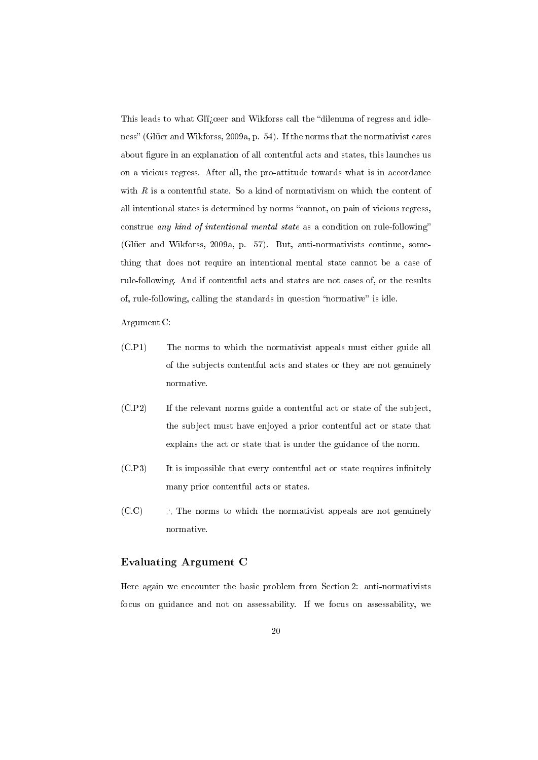This leads to what Glï¿œer and Wikforss call the "dilemma of regress and idleness" (Glüer and Wikforss, 2009a, p. 54). If the norms that the normativist cares about figure in an explanation of all contentful acts and states, this launches us on a vicious regress. After all, the pro-attitude towards what is in accordance with $R$ is a contentful state. So a kind of normativism on which the content of all intentional states is determined by norms "cannot, on pain of vicious regress, construe *any kind of intentional mental state* as a condition on rule-following" (Glüer and Wikforss, 2009a, p. 57). But, anti-normativists continue, something that does not require an intentional mental state cannot be a case of rule-following. And if contentful acts and states are not cases of, or the results of, rule-following, calling the standards in question "normative" is idle.

Argument C:

(C.P1) The norms to which the normativist appeals must either guide all of the subjects contentful acts and states or they are not genuinely normative.

(C.P2) If the relevant norms guide a contentful act or state of the subject, the subject must have enjoyed a prior contentful act or state that explains the act or state that is under the guidance of the norm.

(C.P3) It is impossible that every contentful act or state requires infinitely many prior contentful acts or states.

(C.C) ∴ The norms to which the normativist appeals are not genuinely normative.

### Evaluating Argument C

Here again we encounter the basic problem from Section 2: anti-normativists focus on guidance and not on assessability. If we focus on assessability, we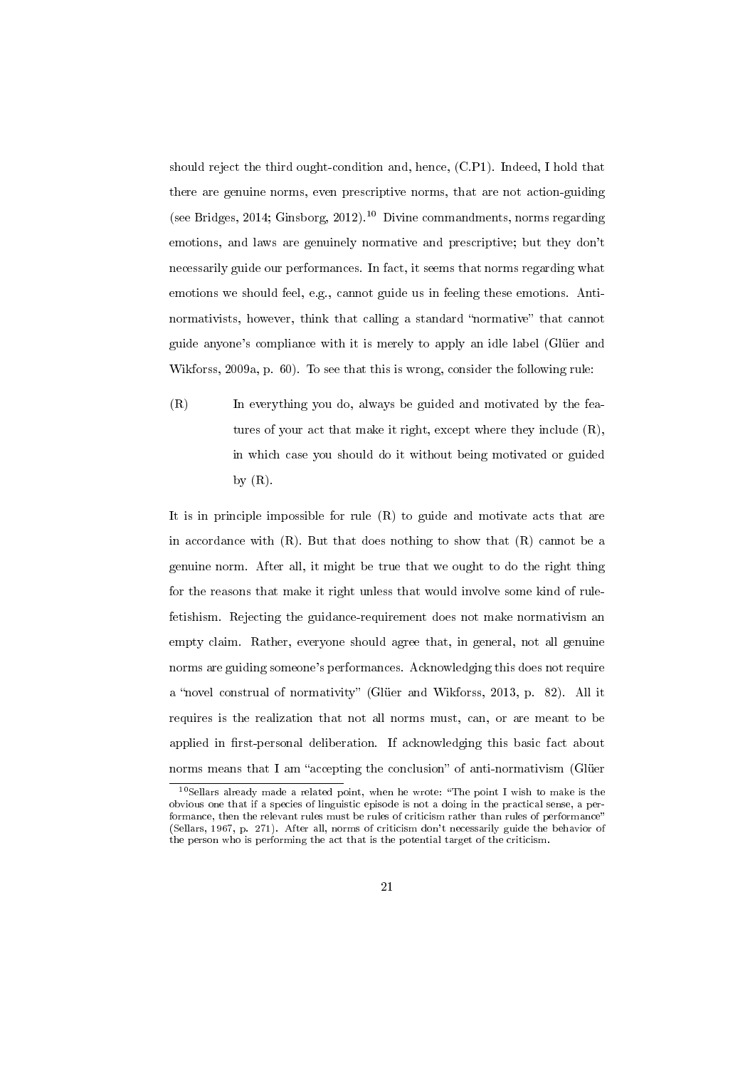should reject the third ought-condition and, hence, (C.P1). Indeed, I hold that there are genuine norms, even prescriptive norms, that are not action-guiding (see Bridges, 2014; Ginsborg, 2012).[10] Divine commandments, norms regarding emotions, and laws are genuinely normative and prescriptive; but they don't necessarily guide our performances. In fact, it seems that norms regarding what emotions we should feel, e.g., cannot guide us in feeling these emotions. Anti-normativists, however, think that calling a standard "normative" that cannot guide anyone's compliance with it is merely to apply an idle label (Glüer and Wikforss, 2009a, p. 60). To see that this is wrong, consider the following rule:

(R) In everything you do, always be guided and motivated by the features of your act that make it right, except where they include (R), in which case you should do it without being motivated or guided by (R).

It is in principle impossible for rule (R) to guide and motivate acts that are in accordance with (R). But that does nothing to show that (R) cannot be a genuine norm. After all, it might be true that we ought to do the right thing for the reasons that make it right unless that would involve some kind of rule-fetishism. Rejecting the guidance-requirement does not make normativism an empty claim. Rather, everyone should agree that, in general, not all genuine norms are guiding someone's performances. Acknowledging this does not require a "novel construal of normativity" (Glüer and Wikforss, 2013, p. 82). All it requires is the realization that not all norms must, can, or are meant to be applied in first-personal deliberation. If acknowledging this basic fact about norms means that I am "accepting the conclusion" of anti-normativism (Glüer

[10] Sellars already made a related point, when he wrote: "The point I wish to make is the obvious one that if a species of linguistic episode is not a doing in the practical sense, a performance, then the relevant rules must be rules of criticism rather than rules of performance" (Sellars, 1967, p. 271). After all, norms of criticism don't necessarily guide the behavior of the person who is performing the act that is the potential target of the criticism.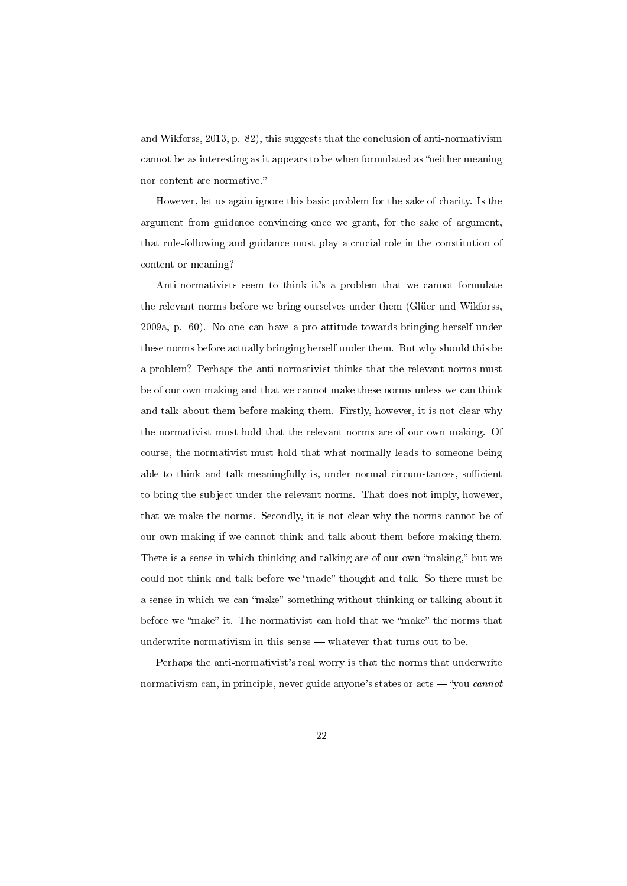and Wikforss, 2013, p. 82), this suggests that the conclusion of anti-normativism cannot be as interesting as it appears to be when formulated as "neither meaning nor content are normative."

However, let us again ignore this basic problem for the sake of charity. Is the argument from guidance convincing once we grant, for the sake of argument, that rule-following and guidance must play a crucial role in the constitution of content or meaning?

Anti-normativists seem to think it's a problem that we cannot formulate the relevant norms before we bring ourselves under them (Glüer and Wikforss, 2009a, p. 60). No one can have a pro-attitude towards bringing herself under these norms before actually bringing herself under them. But why should this be a problem? Perhaps the anti-normativist thinks that the relevant norms must be of our own making and that we cannot make these norms unless we can think and talk about them before making them. Firstly, however, it is not clear why the normativist must hold that the relevant norms are of our own making. Of course, the normativist must hold that what normally leads to someone being able to think and talk meaningfully is, under normal circumstances, sufficient to bring the subject under the relevant norms. That does not imply, however, that we make the norms. Secondly, it is not clear why the norms cannot be of our own making if we cannot think and talk about them before making them. There is a sense in which thinking and talking are of our own "making," but we could not think and talk before we "made" thought and talk. So there must be a sense in which we can "make" something without thinking or talking about it before we "make" it. The normativist can hold that we "make" the norms that underwrite normativism in this sense — whatever that turns out to be.

Perhaps the anti-normativist's real worry is that the norms that underwrite normativism can, in principle, never guide anyone's states or acts — "you *cannot*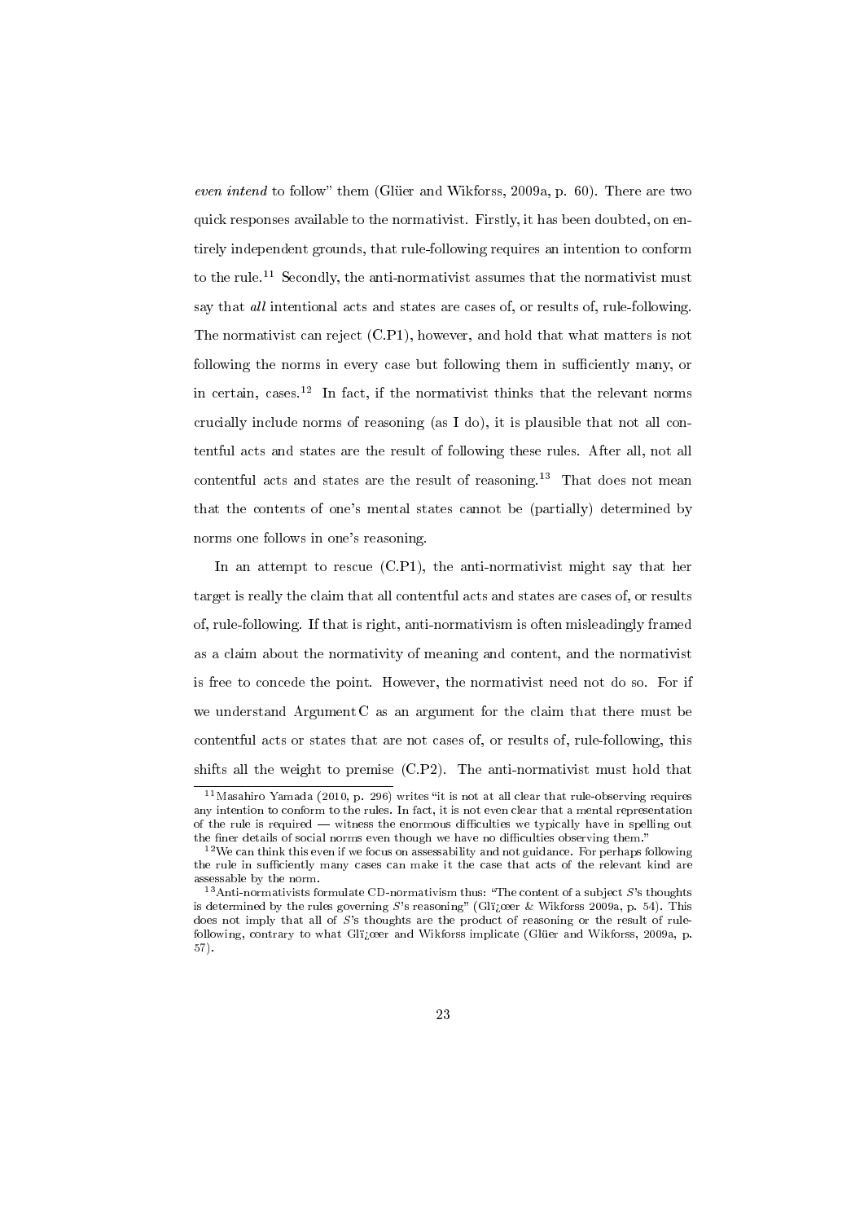*even intend* to follow" them (Glüer and Wikforss, 2009a, p. 60). There are two quick responses available to the normativist. Firstly, it has been doubted, on entirely independent grounds, that rule-following requires an intention to conform to the rule.[11] Secondly, the anti-normativist assumes that the normativist must say that *all* intentional acts and states are cases of, or results of, rule-following. The normativist can reject (C.P1), however, and hold that what matters is not following the norms in every case but following them in sufficiently many, or in certain, cases.[12] In fact, if the normativist thinks that the relevant norms crucially include norms of reasoning (as I do), it is plausible that not all contentful acts and states are the result of following these rules. After all, not all contentful acts and states are the result of reasoning.[13] That does not mean that the contents of one's mental states cannot be (partially) determined by norms one follows in one's reasoning.

In an attempt to rescue (C.P1), the anti-normativist might say that her target is really the claim that all contentful acts and states are cases of, or results of, rule-following. If that is right, anti-normativism is often misleadingly framed as a claim about the normativity of meaning and content, and the normativist is free to concede the point. However, the normativist need not do so. For if we understand Argument C as an argument for the claim that there must be contentful acts or states that are not cases of, or results of, rule-following, this shifts all the weight to premise (C.P2). The anti-normativist must hold that

[11] Masahiro Yamada (2010, p. 296) writes "it is not at all clear that rule-observing requires any intention to conform to the rules. In fact, it is not even clear that a mental representation of the rule is required — witness the enormous difficulties we typically have in spelling out the finer details of social norms even though we have no difficulties observing them."

[12] We can think this even if we focus on assessability and not guidance. For perhaps following the rule in sufficiently many cases can make it the case that acts of the relevant kind are assessable by the norm.

[13] Anti-normativists formulate CD-normativism thus: "The content of a subject $S$'s thoughts is determined by the rules governing $S$'s reasoning" (Glï¿œer & Wikforss 2009a, p. 54). This does not imply that all of $S$'s thoughts are the product of reasoning or the result of rule-following, contrary to what Glï¿œer and Wikforss implicate (Glüer and Wikforss, 2009a, p. 57).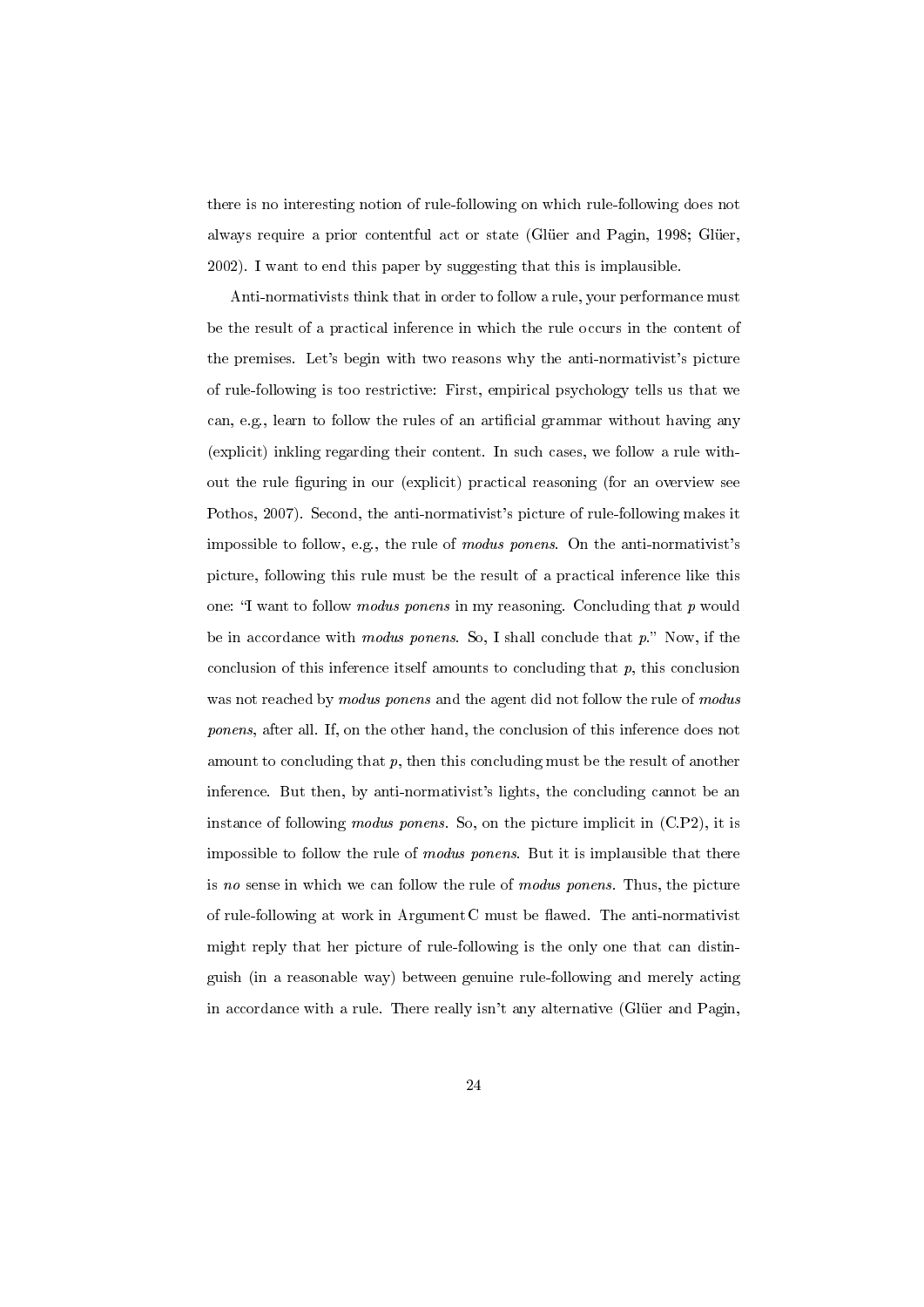there is no interesting notion of rule-following on which rule-following does not always require a prior contentful act or state (Glüer and Pagin, 1998; Glüer, 2002). I want to end this paper by suggesting that this is implausible.

Anti-normativists think that in order to follow a rule, your performance must be the result of a practical inference in which the rule occurs in the content of the premises. Let's begin with two reasons why the anti-normativist's picture of rule-following is too restrictive: First, empirical psychology tells us that we can, e.g., learn to follow the rules of an artificial grammar without having any (explicit) inkling regarding their content. In such cases, we follow a rule without the rule figuring in our (explicit) practical reasoning (for an overview see Pothos, 2007). Second, the anti-normativist's picture of rule-following makes it impossible to follow, e.g., the rule of *modus ponens*. On the anti-normativist's picture, following this rule must be the result of a practical inference like this one: "I want to follow *modus ponens* in my reasoning. Concluding that *p* would be in accordance with *modus ponens*. So, I shall conclude that *p*." Now, if the conclusion of this inference itself amounts to concluding that *p*, this conclusion was not reached by *modus ponens* and the agent did not follow the rule of *modus ponens*, after all. If, on the other hand, the conclusion of this inference does not amount to concluding that *p*, then this concluding must be the result of another inference. But then, by anti-normativist's lights, the concluding cannot be an instance of following *modus ponens*. So, on the picture implicit in (C.P2), it is impossible to follow the rule of *modus ponens*. But it is implausible that there is *no* sense in which we can follow the rule of *modus ponens*. Thus, the picture of rule-following at work in Argument C must be flawed. The anti-normativist might reply that her picture of rule-following is the only one that can distinguish (in a reasonable way) between genuine rule-following and merely acting in accordance with a rule. There really isn't any alternative (Glüer and Pagin,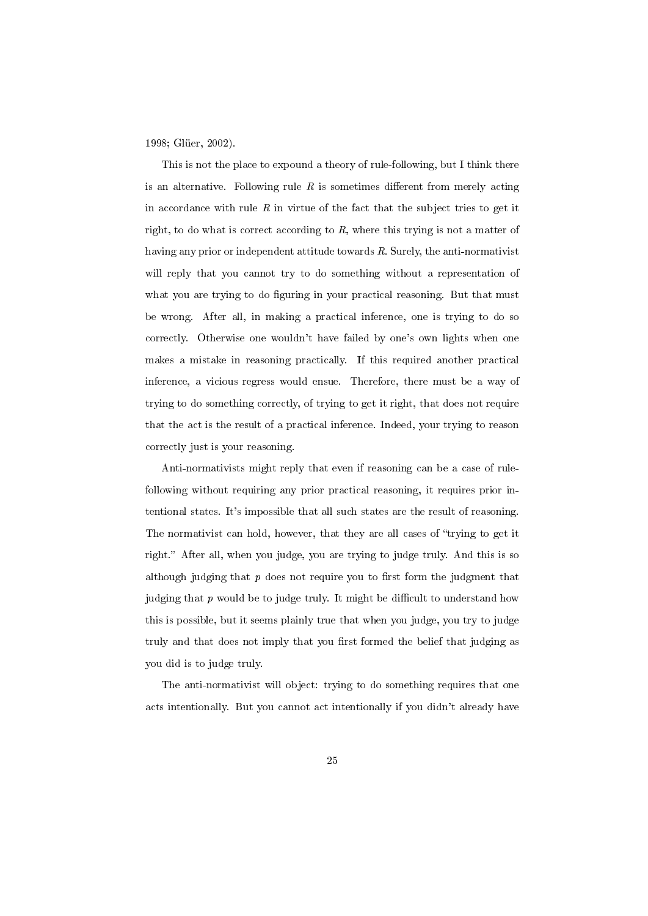1998; Glüer, 2002).

This is not the place to expound a theory of rule-following, but I think there is an alternative. Following rule $R$ is sometimes different from merely acting in accordance with rule $R$ in virtue of the fact that the subject tries to get it right, to do what is correct according to $R$, where this trying is not a matter of having any prior or independent attitude towards $R$. Surely, the anti-normativist will reply that you cannot try to do something without a representation of what you are trying to do figuring in your practical reasoning. But that must be wrong. After all, in making a practical inference, one is trying to do so correctly. Otherwise one wouldn't have failed by one's own lights when one makes a mistake in reasoning practically. If this required another practical inference, a vicious regress would ensue. Therefore, there must be a way of trying to do something correctly, of trying to get it right, that does not require that the act is the result of a practical inference. Indeed, your trying to reason correctly just is your reasoning.

Anti-normativists might reply that even if reasoning can be a case of rule-following without requiring any prior practical reasoning, it requires prior intentional states. It's impossible that all such states are the result of reasoning. The normativist can hold, however, that they are all cases of "trying to get it right." After all, when you judge, you are trying to judge truly. And this is so although judging that $p$ does not require you to first form the judgment that judging that $p$ would be to judge truly. It might be difficult to understand how this is possible, but it seems plainly true that when you judge, you try to judge truly and that does not imply that you first formed the belief that judging as you did is to judge truly.

The anti-normativist will object: trying to do something requires that one acts intentionally. But you cannot act intentionally if you didn't already have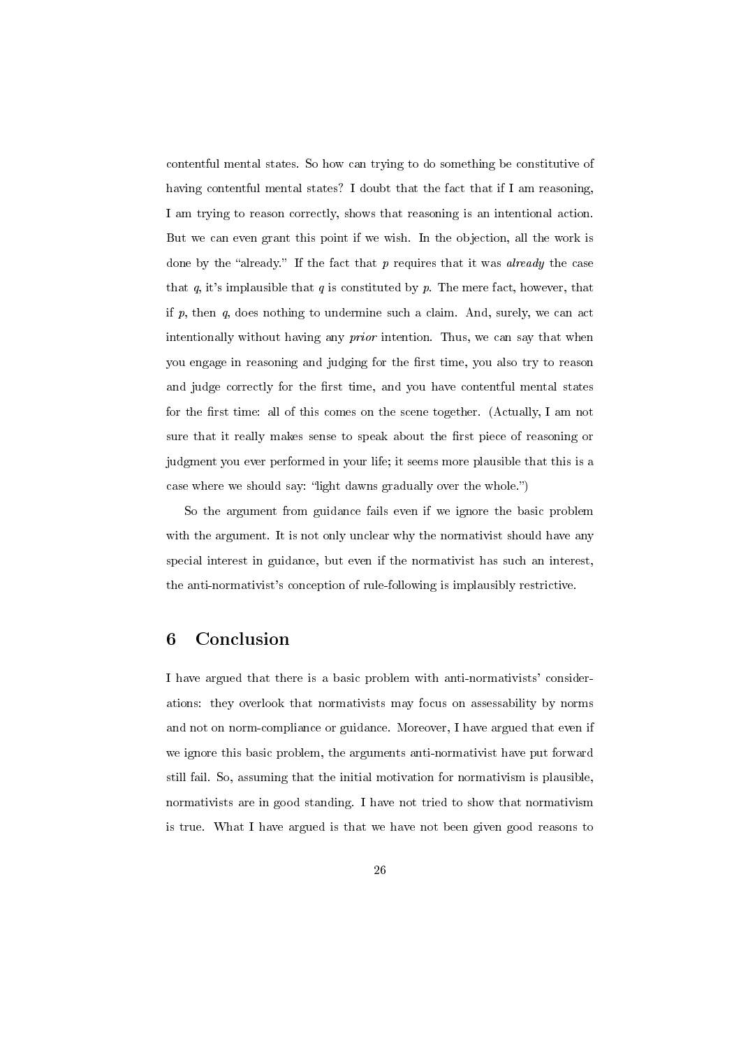contentful mental states. So how can trying to do something be constitutive of having contentful mental states? I doubt that the fact that if I am reasoning, I am trying to reason correctly, shows that reasoning is an intentional action. But we can even grant this point if we wish. In the objection, all the work is done by the "already." If the fact that $p$ requires that it was *already* the case that $q$, it's implausible that $q$ is constituted by $p$. The mere fact, however, that if $p$, then $q$, does nothing to undermine such a claim. And, surely, we can act intentionally without having any *prior* intention. Thus, we can say that when you engage in reasoning and judging for the first time, you also try to reason and judge correctly for the first time, and you have contentful mental states for the first time: all of this comes on the scene together. (Actually, I am not sure that it really makes sense to speak about the first piece of reasoning or judgment you ever performed in your life; it seems more plausible that this is a case where we should say: "light dawns gradually over the whole.")

So the argument from guidance fails even if we ignore the basic problem with the argument. It is not only unclear why the normativist should have any special interest in guidance, but even if the normativist has such an interest, the anti-normativist's conception of rule-following is implausibly restrictive.

## 6 Conclusion

I have argued that there is a basic problem with anti-normativists' considerations: they overlook that normativists may focus on assessability by norms and not on norm-compliance or guidance. Moreover, I have argued that even if we ignore this basic problem, the arguments anti-normativist have put forward still fail. So, assuming that the initial motivation for normativism is plausible, normativists are in good standing. I have not tried to show that normativism is true. What I have argued is that we have not been given good reasons to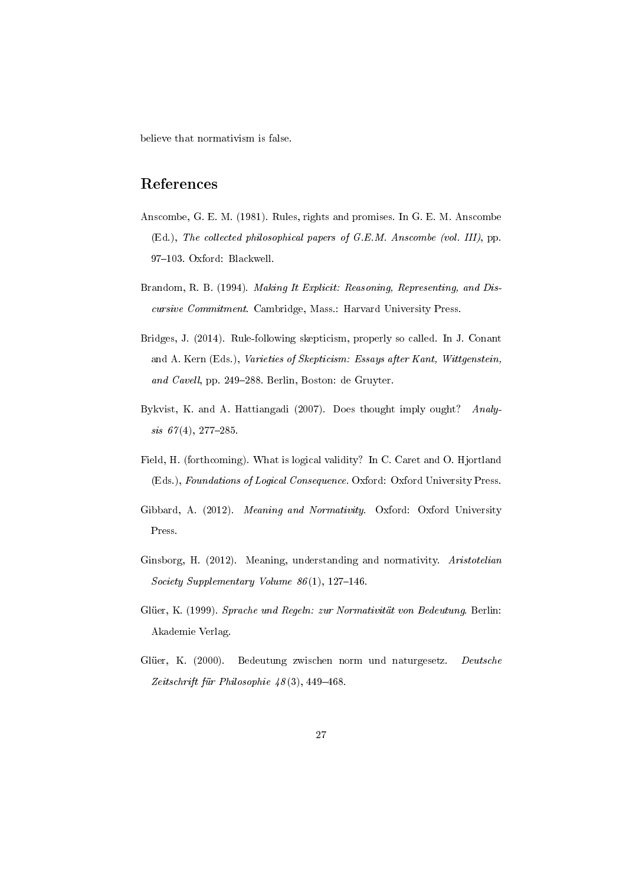believe that normativism is false.

## References

Anscombe, G. E. M. (1981). Rules, rights and promises. In G. E. M. Anscombe (Ed.), *The collected philosophical papers of G.E.M. Anscombe (vol. III)*, pp. 97–103. Oxford: Blackwell.

Brandom, R. B. (1994). *Making It Explicit: Reasoning, Representing, and Discursive Commitment*. Cambridge, Mass.: Harvard University Press.

Bridges, J. (2014). Rule-following skepticism, properly so called. In J. Conant and A. Kern (Eds.), *Varieties of Skepticism: Essays after Kant, Wittgenstein, and Cavell*, pp. 249–288. Berlin, Boston: de Gruyter.

Bykvist, K. and A. Hattiangadi (2007). Does thought imply ought? *Analysis 67*(4), 277–285.

Field, H. (forthcoming). What is logical validity? In C. Caret and O. Hjortland (Eds.), *Foundations of Logical Consequence*. Oxford: Oxford University Press.

Gibbard, A. (2012). *Meaning and Normativity*. Oxford: Oxford University Press.

Ginsborg, H. (2012). Meaning, understanding and normativity. *Aristotelian Society Supplementary Volume 86*(1), 127–146.

Glüer, K. (1999). *Sprache und Regeln: zur Normativität von Bedeutung*. Berlin: Akademie Verlag.

Glüer, K. (2000). Bedeutung zwischen norm und naturgesetz. *Deutsche Zeitschrift für Philosophie 48*(3), 449–468.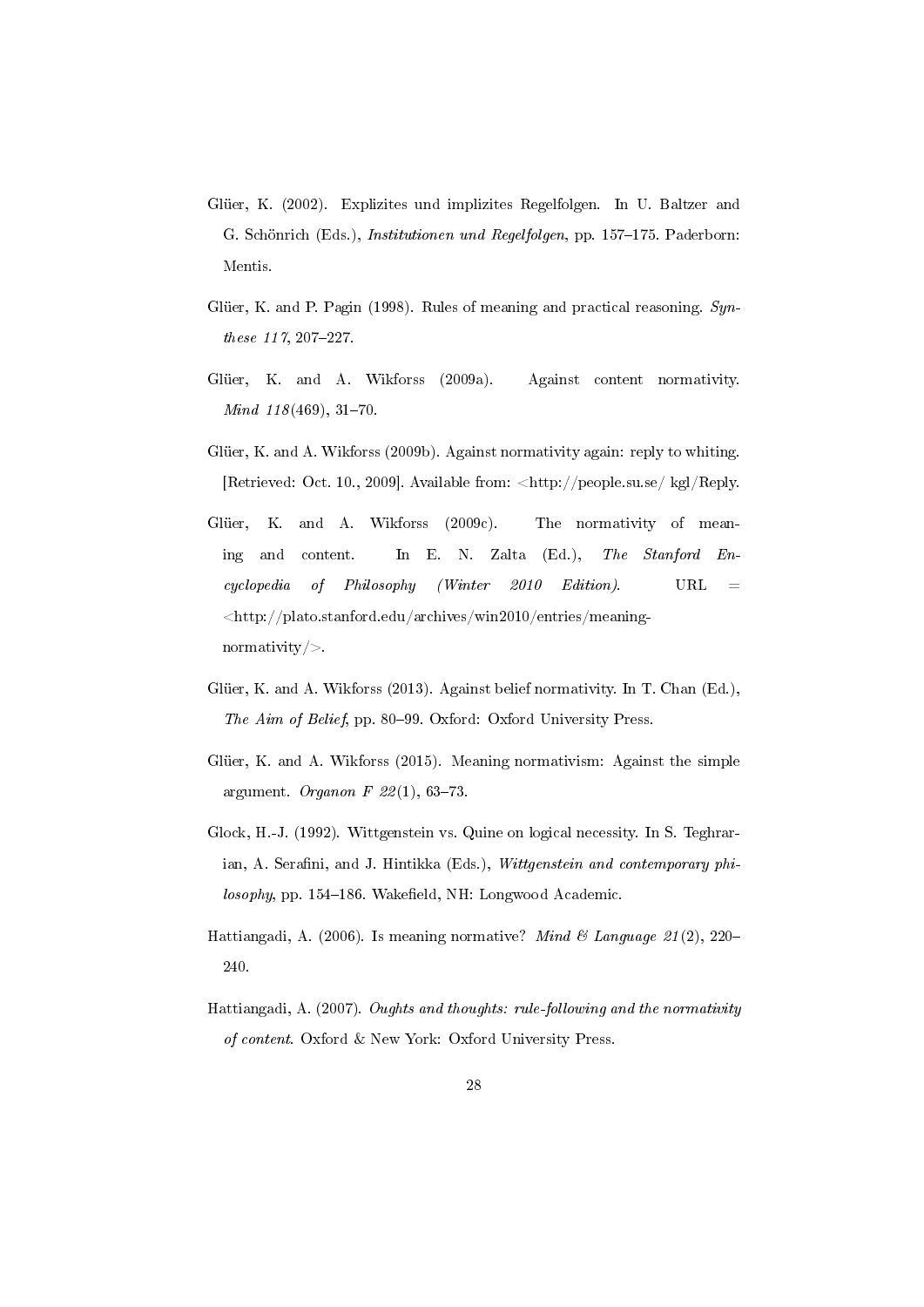Glüer, K. (2002). Explizites und implizites Regelfolgen. In U. Baltzer and G. Schönrich (Eds.), *Institutionen und Regelfolgen*, pp. 157–175. Paderborn: Mentis.

Glüer, K. and P. Pagin (1998). Rules of meaning and practical reasoning. *Synthese 117*, 207–227.

Glüer, K. and A. Wikforss (2009a). Against content normativity. *Mind 118*(469), 31–70.

Glüer, K. and A. Wikforss (2009b). Against normativity again: reply to whiting. [Retrieved: Oct. 10., 2009]. Available from: <http://people.su.se/ kgl/Reply.

Glüer, K. and A. Wikforss (2009c). The normativity of meaning and content. In E. N. Zalta (Ed.), *The Stanford Encyclopedia of Philosophy (Winter 2010 Edition)*. URL = <http://plato.stanford.edu/archives/win2010/entries/meaning-normativity/>.

Glüer, K. and A. Wikforss (2013). Against belief normativity. In T. Chan (Ed.), *The Aim of Belief*, pp. 80–99. Oxford: Oxford University Press.

Glüer, K. and A. Wikforss (2015). Meaning normativism: Against the simple argument. *Organon F 22*(1), 63–73.

Glock, H.-J. (1992). Wittgenstein vs. Quine on logical necessity. In S. Teghrarian, A. Serafini, and J. Hintikka (Eds.), *Wittgenstein and contemporary philosophy*, pp. 154–186. Wakefield, NH: Longwood Academic.

Hattiangadi, A. (2006). Is meaning normative? *Mind & Language 21*(2), 220–240.

Hattiangadi, A. (2007). *Oughts and thoughts: rule-following and the normativity of content*. Oxford & New York: Oxford University Press.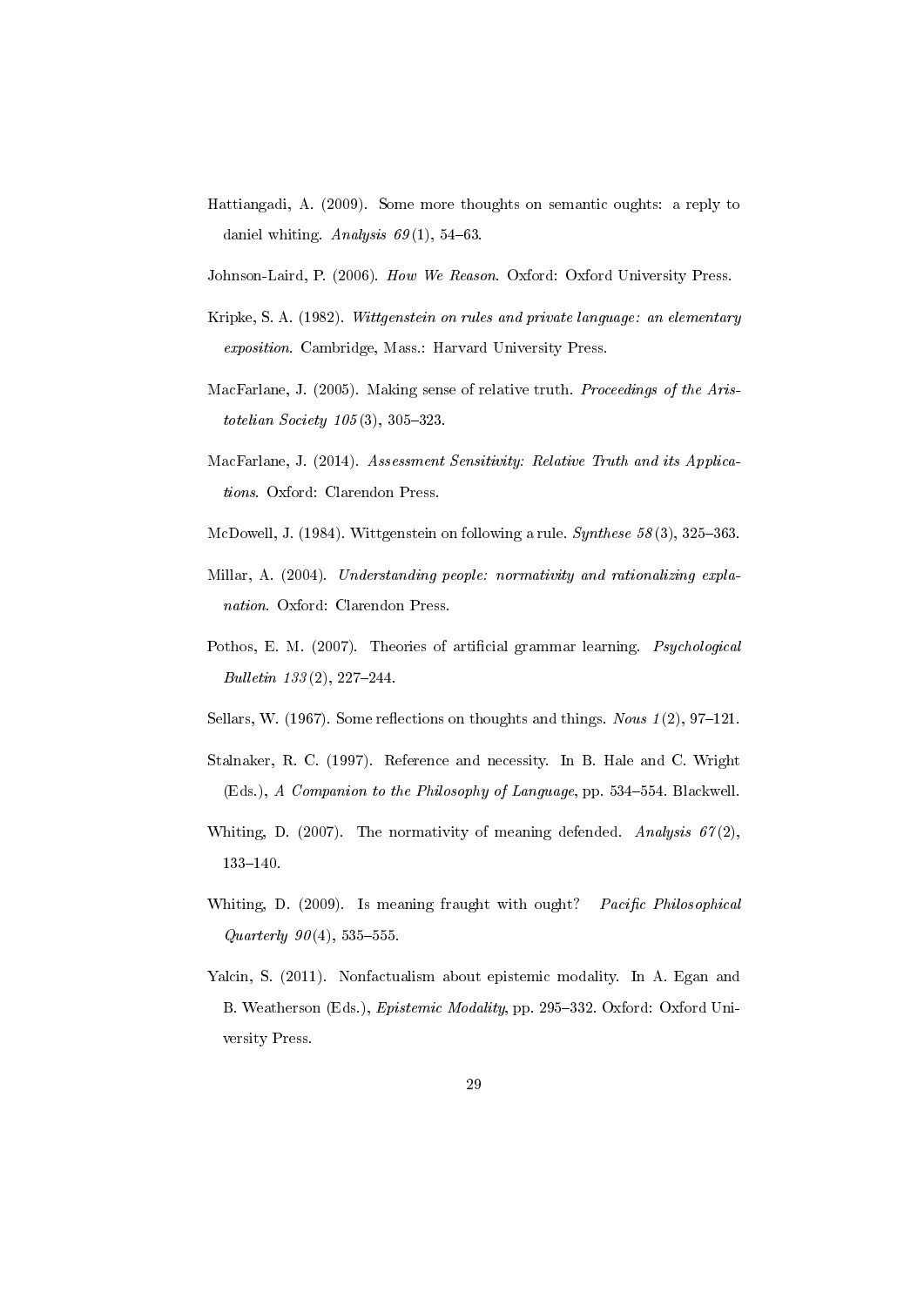Hattiangadi, A. (2009). Some more thoughts on semantic oughts: a reply to daniel whiting. *Analysis 69*(1), 54–63.

Johnson-Laird, P. (2006). *How We Reason*. Oxford: Oxford University Press.

Kripke, S. A. (1982). *Wittgenstein on rules and private language: an elementary exposition*. Cambridge, Mass.: Harvard University Press.

MacFarlane, J. (2005). Making sense of relative truth. *Proceedings of the Aristotelian Society 105*(3), 305–323.

MacFarlane, J. (2014). *Assessment Sensitivity: Relative Truth and its Applications*. Oxford: Clarendon Press.

McDowell, J. (1984). Wittgenstein on following a rule. *Synthese 58*(3), 325–363.

Millar, A. (2004). *Understanding people: normativity and rationalizing explanation*. Oxford: Clarendon Press.

Pothos, E. M. (2007). Theories of artificial grammar learning. *Psychological Bulletin 133*(2), 227–244.

Sellars, W. (1967). Some reflections on thoughts and things. *Nous 1*(2), 97–121.

Stalnaker, R. C. (1997). Reference and necessity. In B. Hale and C. Wright (Eds.), *A Companion to the Philosophy of Language*, pp. 534–554. Blackwell.

Whiting, D. (2007). The normativity of meaning defended. *Analysis 67*(2), 133–140.

Whiting, D. (2009). Is meaning fraught with ought? *Pacific Philosophical Quarterly 90*(4), 535–555.

Yalcin, S. (2011). Nonfactualism about epistemic modality. In A. Egan and B. Weatherson (Eds.), *Epistemic Modality*, pp. 295–332. Oxford: Oxford University Press.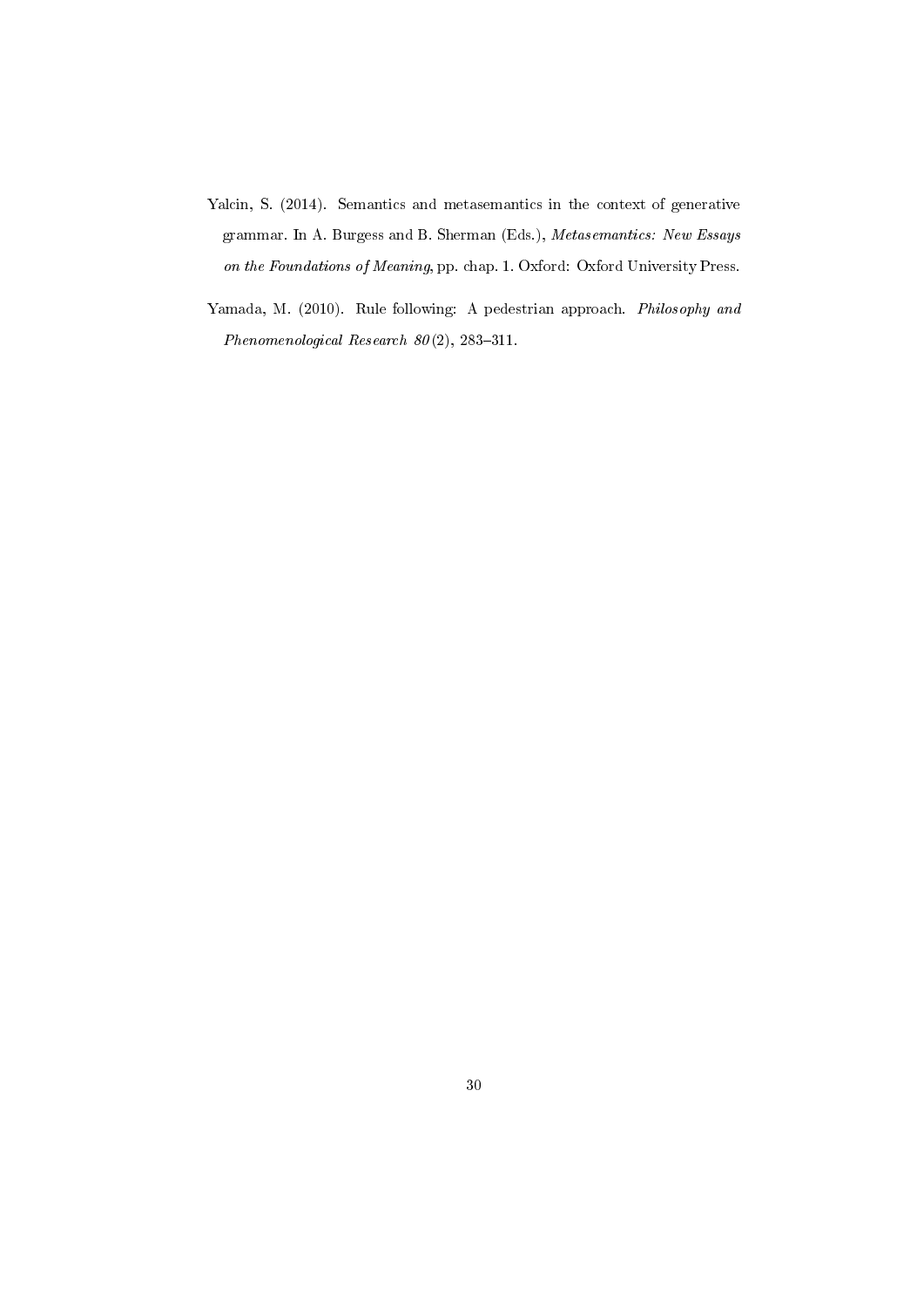Yalcin, S. (2014). Semantics and metasemantics in the context of generative grammar. In A. Burgess and B. Sherman (Eds.), *Metasemantics: New Essays on the Foundations of Meaning*, pp. chap. 1. Oxford: Oxford University Press.

Yamada, M. (2010). Rule following: A pedestrian approach. *Philosophy and Phenomenological Research 80*(2), 283–311.